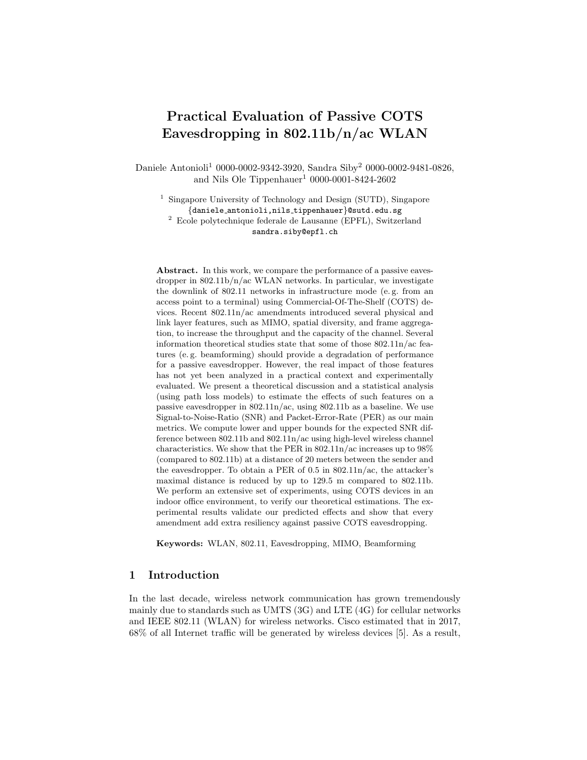# Practical Evaluation of Passive COTS Eavesdropping in 802.11b/n/ac WLAN

Daniele Antonioli[1] 0000-0002-9342-3920, Sandra Siby[2] 0000-0002-9481-0826, and Nils Ole Tippenhauer[1] 0000-0001-8424-2602

[1] Singapore University of Technology and Design (SUTD), Singapore
{daniele_antonioli,nils_tippenhauer}@sutd.edu.sg
[2] Ecole polytechnique federale de Lausanne (EPFL), Switzerland
sandra.siby@epfl.ch

**Abstract.** In this work, we compare the performance of a passive eavesdropper in 802.11b/n/ac WLAN networks. In particular, we investigate the downlink of 802.11 networks in infrastructure mode (e. g. from an access point to a terminal) using Commercial-Of-The-Shelf (COTS) devices. Recent 802.11n/ac amendments introduced several physical and link layer features, such as MIMO, spatial diversity, and frame aggregation, to increase the throughput and the capacity of the channel. Several information theoretical studies state that some of those 802.11n/ac features (e. g. beamforming) should provide a degradation of performance for a passive eavesdropper. However, the real impact of those features has not yet been analyzed in a practical context and experimentally evaluated. We present a theoretical discussion and a statistical analysis (using path loss models) to estimate the effects of such features on a passive eavesdropper in 802.11n/ac, using 802.11b as a baseline. We use Signal-to-Noise-Ratio (SNR) and Packet-Error-Rate (PER) as our main metrics. We compute lower and upper bounds for the expected SNR difference between 802.11b and 802.11n/ac using high-level wireless channel characteristics. We show that the PER in 802.11n/ac increases up to 98% (compared to 802.11b) at a distance of 20 meters between the sender and the eavesdropper. To obtain a PER of 0.5 in 802.11n/ac, the attacker's maximal distance is reduced by up to 129.5 m compared to 802.11b. We perform an extensive set of experiments, using COTS devices in an indoor office environment, to verify our theoretical estimations. The experimental results validate our predicted effects and show that every amendment add extra resiliency against passive COTS eavesdropping.

**Keywords:** WLAN, 802.11, Eavesdropping, MIMO, Beamforming

## 1 Introduction

In the last decade, wireless network communication has grown tremendously mainly due to standards such as UMTS (3G) and LTE (4G) for cellular networks and IEEE 802.11 (WLAN) for wireless networks. Cisco estimated that in 2017, 68% of all Internet traffic will be generated by wireless devices [5]. As a result,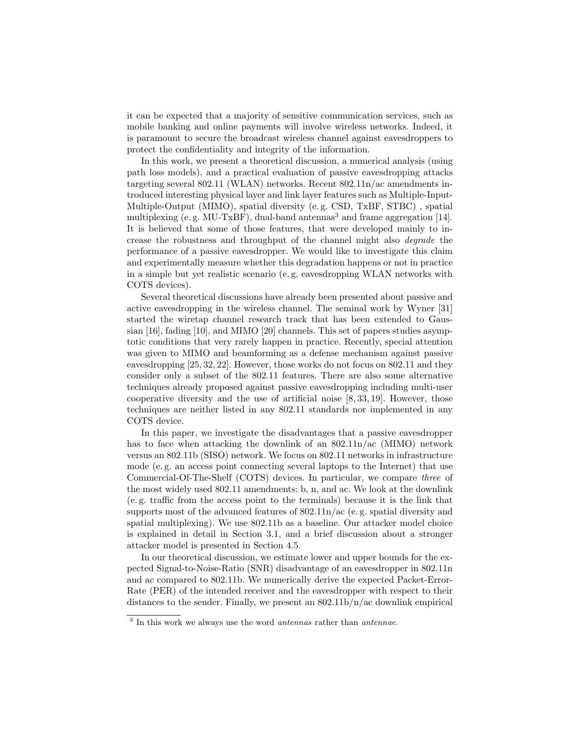it can be expected that a majority of sensitive communication services, such as mobile banking and online payments will involve wireless networks. Indeed, it is paramount to secure the broadcast wireless channel against eavesdroppers to protect the confidentiality and integrity of the information.

In this work, we present a theoretical discussion, a numerical analysis (using path loss models), and a practical evaluation of passive eavesdropping attacks targeting several 802.11 (WLAN) networks. Recent 802.11n/ac amendments introduced interesting physical layer and link layer features such as Multiple-Input-Multiple-Output (MIMO), spatial diversity (e. g. CSD, TxBF, STBC) , spatial multiplexing (e. g. MU-TxBF), dual-band antennas[3] and frame aggregation [14]. It is believed that some of those features, that were developed mainly to increase the robustness and throughput of the channel might also *degrade* the performance of a passive eavesdropper. We would like to investigate this claim and experimentally measure whether this degradation happens or not in practice in a simple but yet realistic scenario (e. g. eavesdropping WLAN networks with COTS devices).

Several theoretical discussions have already been presented about passive and active eavesdropping in the wireless channel. The seminal work by Wyner [31] started the wiretap channel research track that has been extended to Gaussian [16], fading [10], and MIMO [20] channels. This set of papers studies asymptotic conditions that very rarely happen in practice. Recently, special attention was given to MIMO and beamforming as a defense mechanism against passive eavesdropping [25, 32, 22]. However, those works do not focus on 802.11 and they consider only a subset of the 802.11 features. There are also some alternative techniques already proposed against passive eavesdropping including multi-user cooperative diversity and the use of artificial noise [8, 33, 19]. However, those techniques are neither listed in any 802.11 standards nor implemented in any COTS device.

In this paper, we investigate the disadvantages that a passive eavesdropper has to face when attacking the downlink of an 802.11n/ac (MIMO) network versus an 802.11b (SISO) network. We focus on 802.11 networks in infrastructure mode (e. g. an access point connecting several laptops to the Internet) that use Commercial-Of-The-Shelf (COTS) devices. In particular, we compare *three* of the most widely used 802.11 amendments: b, n, and ac. We look at the downlink (e. g. traffic from the access point to the terminals) because it is the link that supports most of the advanced features of 802.11n/ac (e. g. spatial diversity and spatial multiplexing). We use 802.11b as a baseline. Our attacker model choice is explained in detail in Section 3.1, and a brief discussion about a stronger attacker model is presented in Section 4.5.

In our theoretical discussion, we estimate lower and upper bounds for the expected Signal-to-Noise-Ratio (SNR) disadvantage of an eavesdropper in 802.11n and ac compared to 802.11b. We numerically derive the expected Packet-Error-Rate (PER) of the intended receiver and the eavesdropper with respect to their distances to the sender. Finally, we present an 802.11b/n/ac downlink empirical

[3] In this work we always use the word *antennas* rather than *antennae*.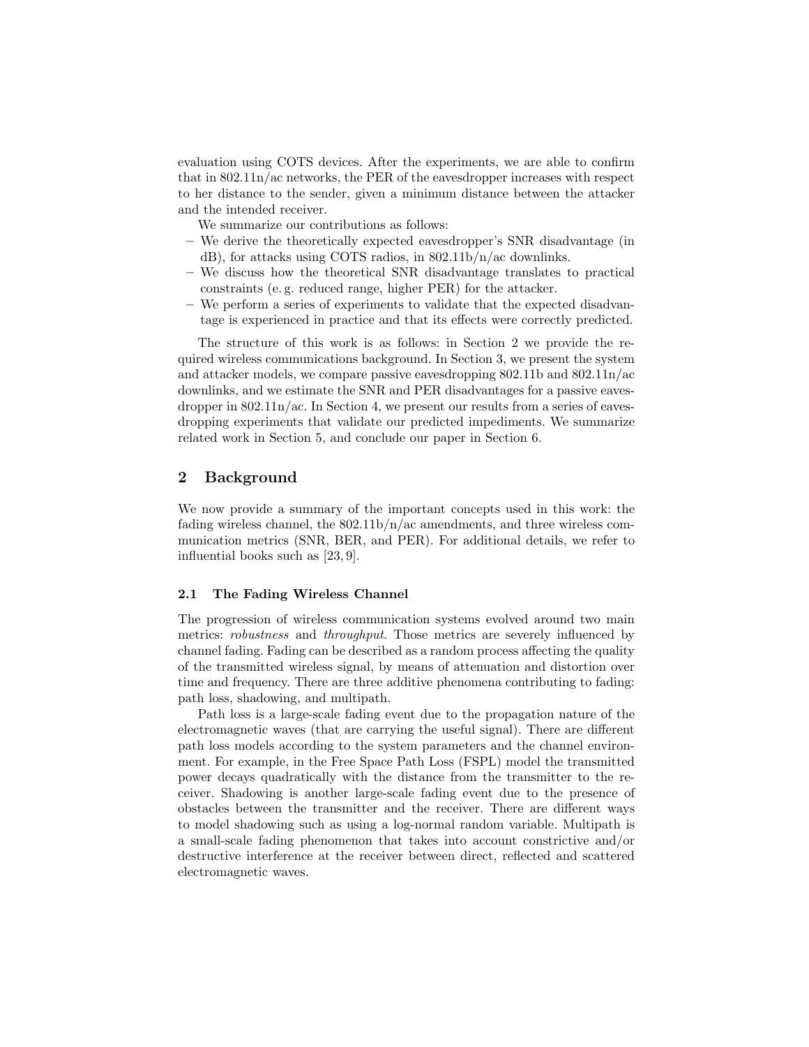evaluation using COTS devices. After the experiments, we are able to confirm that in 802.11n/ac networks, the PER of the eavesdropper increases with respect to her distance to the sender, given a minimum distance between the attacker and the intended receiver.

We summarize our contributions as follows:

- We derive the theoretically expected eavesdropper's SNR disadvantage (in dB), for attacks using COTS radios, in 802.11b/n/ac downlinks.
- We discuss how the theoretical SNR disadvantage translates to practical constraints (e. g. reduced range, higher PER) for the attacker.
- We perform a series of experiments to validate that the expected disadvantage is experienced in practice and that its effects were correctly predicted.

The structure of this work is as follows: in Section 2 we provide the required wireless communications background. In Section 3, we present the system and attacker models, we compare passive eavesdropping 802.11b and 802.11n/ac downlinks, and we estimate the SNR and PER disadvantages for a passive eavesdropper in 802.11n/ac. In Section 4, we present our results from a series of eavesdropping experiments that validate our predicted impediments. We summarize related work in Section 5, and conclude our paper in Section 6.

## 2 Background

We now provide a summary of the important concepts used in this work: the fading wireless channel, the 802.11b/n/ac amendments, and three wireless communication metrics (SNR, BER, and PER). For additional details, we refer to influential books such as [23, 9].

### 2.1 The Fading Wireless Channel

The progression of wireless communication systems evolved around two main metrics: *robustness* and *throughput*. Those metrics are severely influenced by channel fading. Fading can be described as a random process affecting the quality of the transmitted wireless signal, by means of attenuation and distortion over time and frequency. There are three additive phenomena contributing to fading: path loss, shadowing, and multipath.

Path loss is a large-scale fading event due to the propagation nature of the electromagnetic waves (that are carrying the useful signal). There are different path loss models according to the system parameters and the channel environment. For example, in the Free Space Path Loss (FSPL) model the transmitted power decays quadratically with the distance from the transmitter to the receiver. Shadowing is another large-scale fading event due to the presence of obstacles between the transmitter and the receiver. There are different ways to model shadowing such as using a log-normal random variable. Multipath is a small-scale fading phenomenon that takes into account constrictive and/or destructive interference at the receiver between direct, reflected and scattered electromagnetic waves.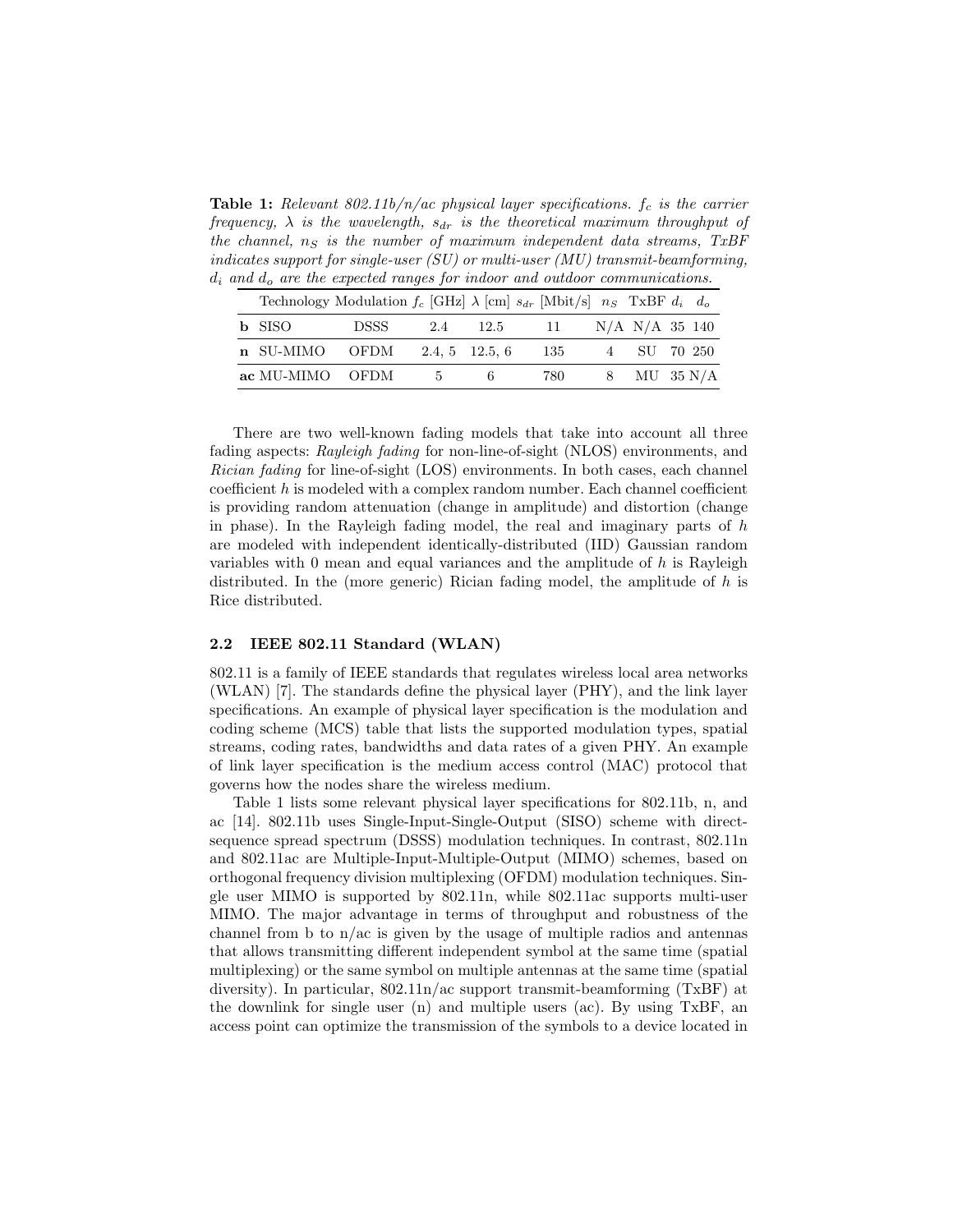**Table 1:** *Relevant 802.11b/n/ac physical layer specifications. $f_c$ is the carrier frequency, $\lambda$ is the wavelength, $s_{dr}$ is the theoretical maximum throughput of the channel, $n_S$ is the number of maximum independent data streams, TxBF indicates support for single-user (SU) or multi-user (MU) transmit-beamforming, $d_i$ and $d_o$ are the expected ranges for indoor and outdoor communications.*

| | Technology | Modulation | $f_c$ [GHz] | $\lambda$ [cm] | $s_{dr}$ [Mbit/s] | $n_S$ | TxBF | $d_i$ | $d_o$ |
|---|---|---|---|---|---|---|---|---|---|
| **b** | SISO | DSSS | 2.4 | 12.5 | 11 | N/A | N/A | 35 | 140 |
| **n** | SU-MIMO | OFDM | 2.4, 5 | 12.5, 6 | 135 | 4 | SU | 70 | 250 |
| **ac** | MU-MIMO | OFDM | 5 | 6 | 780 | 8 | MU | 35 | N/A |

There are two well-known fading models that take into account all three fading aspects: *Rayleigh fading* for non-line-of-sight (NLOS) environments, and *Rician fading* for line-of-sight (LOS) environments. In both cases, each channel coefficient $h$ is modeled with a complex random number. Each channel coefficient is providing random attenuation (change in amplitude) and distortion (change in phase). In the Rayleigh fading model, the real and imaginary parts of $h$ are modeled with independent identically-distributed (IID) Gaussian random variables with 0 mean and equal variances and the amplitude of $h$ is Rayleigh distributed. In the (more generic) Rician fading model, the amplitude of $h$ is Rice distributed.

### 2.2 IEEE 802.11 Standard (WLAN)

802.11 is a family of IEEE standards that regulates wireless local area networks (WLAN) [7]. The standards define the physical layer (PHY), and the link layer specifications. An example of physical layer specification is the modulation and coding scheme (MCS) table that lists the supported modulation types, spatial streams, coding rates, bandwidths and data rates of a given PHY. An example of link layer specification is the medium access control (MAC) protocol that governs how the nodes share the wireless medium.

Table 1 lists some relevant physical layer specifications for 802.11b, n, and ac [14]. 802.11b uses Single-Input-Single-Output (SISO) scheme with direct-sequence spread spectrum (DSSS) modulation techniques. In contrast, 802.11n and 802.11ac are Multiple-Input-Multiple-Output (MIMO) schemes, based on orthogonal frequency division multiplexing (OFDM) modulation techniques. Single user MIMO is supported by 802.11n, while 802.11ac supports multi-user MIMO. The major advantage in terms of throughput and robustness of the channel from b to n/ac is given by the usage of multiple radios and antennas that allows transmitting different independent symbol at the same time (spatial multiplexing) or the same symbol on multiple antennas at the same time (spatial diversity). In particular, 802.11n/ac support transmit-beamforming (TxBF) at the downlink for single user (n) and multiple users (ac). By using TxBF, an access point can optimize the transmission of the symbols to a device located in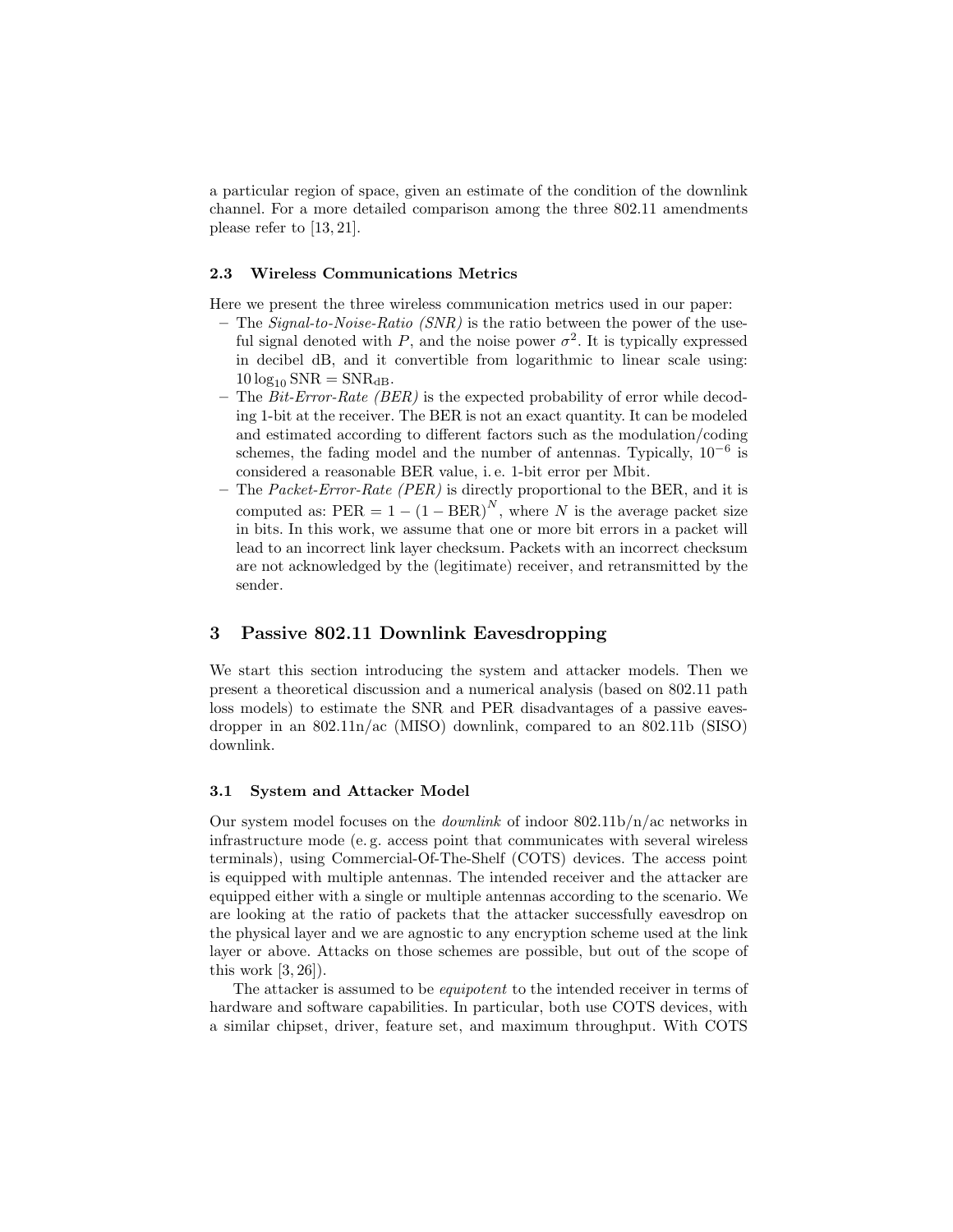a particular region of space, given an estimate of the condition of the downlink channel. For a more detailed comparison among the three 802.11 amendments please refer to [13, 21].

### 2.3 Wireless Communications Metrics

Here we present the three wireless communication metrics used in our paper:

- The *Signal-to-Noise-Ratio (SNR)* is the ratio between the power of the useful signal denoted with $P$, and the noise power $\sigma^2$. It is typically expressed in decibel dB, and it convertible from logarithmic to linear scale using: $10 \log_{10} \mathrm{SNR} = \mathrm{SNR}_{\mathrm{dB}}$.
- The *Bit-Error-Rate (BER)* is the expected probability of error while decoding 1-bit at the receiver. The BER is not an exact quantity. It can be modeled and estimated according to different factors such as the modulation/coding schemes, the fading model and the number of antennas. Typically, $10^{-6}$ is considered a reasonable BER value, i. e. 1-bit error per Mbit.
- The *Packet-Error-Rate (PER)* is directly proportional to the BER, and it is computed as: $\mathrm{PER} = 1 - (1 - \mathrm{BER})^N$, where $N$ is the average packet size in bits. In this work, we assume that one or more bit errors in a packet will lead to an incorrect link layer checksum. Packets with an incorrect checksum are not acknowledged by the (legitimate) receiver, and retransmitted by the sender.

## 3 Passive 802.11 Downlink Eavesdropping

We start this section introducing the system and attacker models. Then we present a theoretical discussion and a numerical analysis (based on 802.11 path loss models) to estimate the SNR and PER disadvantages of a passive eavesdropper in an 802.11n/ac (MISO) downlink, compared to an 802.11b (SISO) downlink.

### 3.1 System and Attacker Model

Our system model focuses on the *downlink* of indoor 802.11b/n/ac networks in infrastructure mode (e. g. access point that communicates with several wireless terminals), using Commercial-Of-The-Shelf (COTS) devices. The access point is equipped with multiple antennas. The intended receiver and the attacker are equipped either with a single or multiple antennas according to the scenario. We are looking at the ratio of packets that the attacker successfully eavesdrop on the physical layer and we are agnostic to any encryption scheme used at the link layer or above. Attacks on those schemes are possible, but out of the scope of this work [3, 26]).

The attacker is assumed to be *equipotent* to the intended receiver in terms of hardware and software capabilities. In particular, both use COTS devices, with a similar chipset, driver, feature set, and maximum throughput. With COTS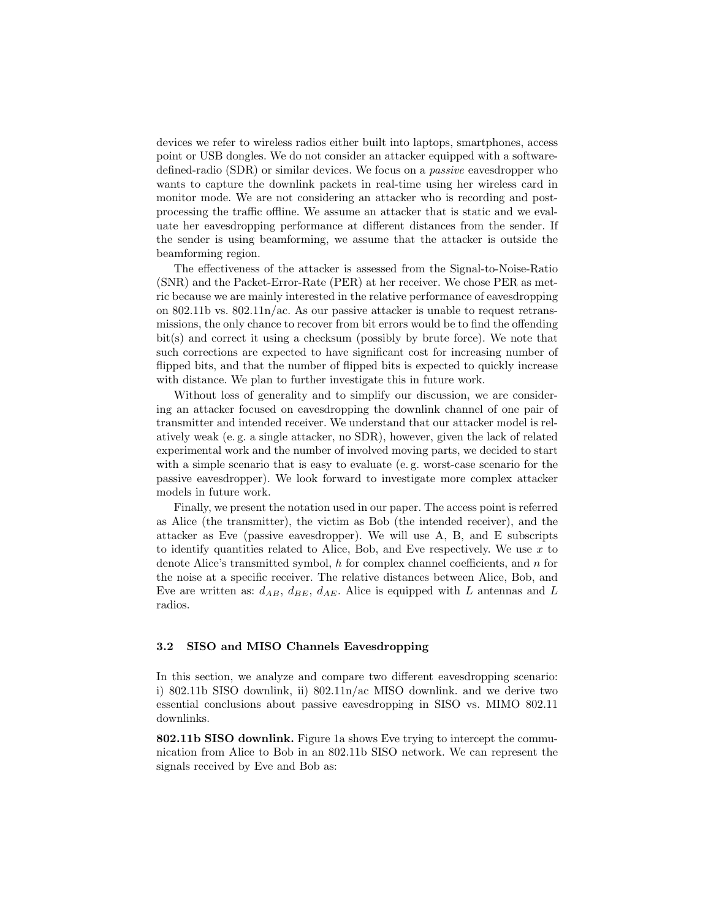devices we refer to wireless radios either built into laptops, smartphones, access point or USB dongles. We do not consider an attacker equipped with a software-defined-radio (SDR) or similar devices. We focus on a *passive* eavesdropper who wants to capture the downlink packets in real-time using her wireless card in monitor mode. We are not considering an attacker who is recording and post-processing the traffic offline. We assume an attacker that is static and we evaluate her eavesdropping performance at different distances from the sender. If the sender is using beamforming, we assume that the attacker is outside the beamforming region.

The effectiveness of the attacker is assessed from the Signal-to-Noise-Ratio (SNR) and the Packet-Error-Rate (PER) at her receiver. We chose PER as metric because we are mainly interested in the relative performance of eavesdropping on 802.11b vs. 802.11n/ac. As our passive attacker is unable to request retransmissions, the only chance to recover from bit errors would be to find the offending bit(s) and correct it using a checksum (possibly by brute force). We note that such corrections are expected to have significant cost for increasing number of flipped bits, and that the number of flipped bits is expected to quickly increase with distance. We plan to further investigate this in future work.

Without loss of generality and to simplify our discussion, we are considering an attacker focused on eavesdropping the downlink channel of one pair of transmitter and intended receiver. We understand that our attacker model is relatively weak (e. g. a single attacker, no SDR), however, given the lack of related experimental work and the number of involved moving parts, we decided to start with a simple scenario that is easy to evaluate (e. g. worst-case scenario for the passive eavesdropper). We look forward to investigate more complex attacker models in future work.

Finally, we present the notation used in our paper. The access point is referred as Alice (the transmitter), the victim as Bob (the intended receiver), and the attacker as Eve (passive eavesdropper). We will use A, B, and E subscripts to identify quantities related to Alice, Bob, and Eve respectively. We use $x$ to denote Alice's transmitted symbol, $h$ for complex channel coefficients, and $n$ for the noise at a specific receiver. The relative distances between Alice, Bob, and Eve are written as: $d_{AB}$, $d_{BE}$, $d_{AE}$. Alice is equipped with $L$ antennas and $L$ radios.

### 3.2 SISO and MISO Channels Eavesdropping

In this section, we analyze and compare two different eavesdropping scenario: i) 802.11b SISO downlink, ii) 802.11n/ac MISO downlink. and we derive two essential conclusions about passive eavesdropping in SISO vs. MIMO 802.11 downlinks.

**802.11b SISO downlink.** Figure 1a shows Eve trying to intercept the communication from Alice to Bob in an 802.11b SISO network. We can represent the signals received by Eve and Bob as: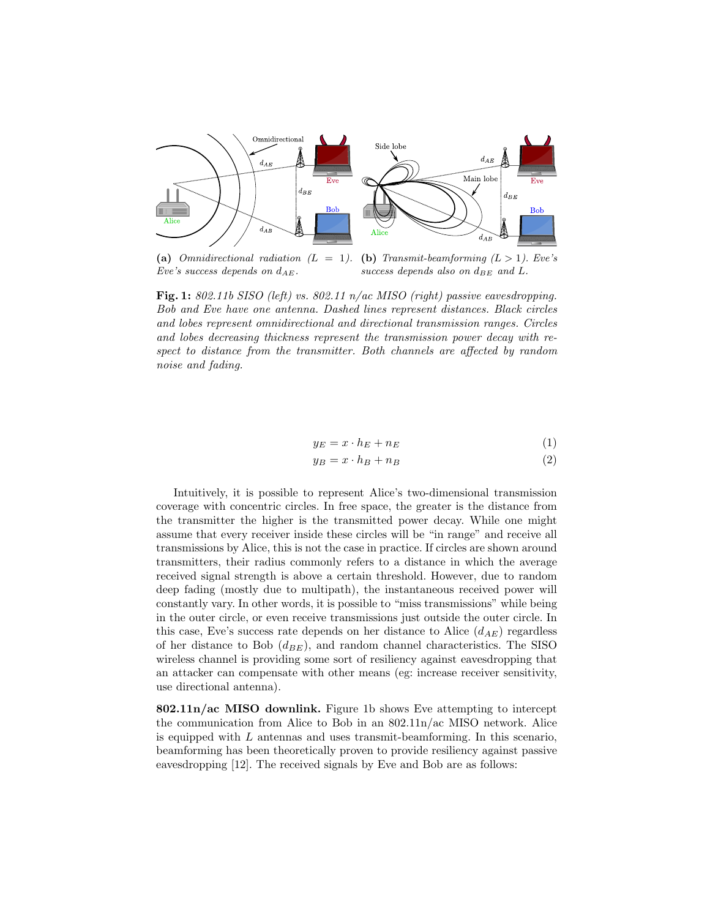(a) *Omnidirectional radiation ($L = 1$). Eve's success depends on $d_{AE}$.*

(b) *Transmit-beamforming ($L > 1$). Eve's success depends also on $d_{BE}$ and $L$.*

**Fig. 1:** *802.11b SISO (left) vs. 802.11 n/ac MISO (right) passive eavesdropping. Bob and Eve have one antenna. Dashed lines represent distances. Black circles and lobes represent omnidirectional and directional transmission ranges. Circles and lobes decreasing thickness represent the transmission power decay with respect to distance from the transmitter. Both channels are affected by random noise and fading.*

$$y_E = x \cdot h_E + n_E \tag{1}$$

$$y_B = x \cdot h_B + n_B \tag{2}$$

Intuitively, it is possible to represent Alice's two-dimensional transmission coverage with concentric circles. In free space, the greater is the distance from the transmitter the higher is the transmitted power decay. While one might assume that every receiver inside these circles will be "in range" and receive all transmissions by Alice, this is not the case in practice. If circles are shown around transmitters, their radius commonly refers to a distance in which the average received signal strength is above a certain threshold. However, due to random deep fading (mostly due to multipath), the instantaneous received power will constantly vary. In other words, it is possible to "miss transmissions" while being in the outer circle, or even receive transmissions just outside the outer circle. In this case, Eve's success rate depends on her distance to Alice ($d_{AE}$) regardless of her distance to Bob ($d_{BE}$), and random channel characteristics. The SISO wireless channel is providing some sort of resiliency against eavesdropping that an attacker can compensate with other means (eg: increase receiver sensitivity, use directional antenna).

**802.11n/ac MISO downlink.** Figure 1b shows Eve attempting to intercept the communication from Alice to Bob in an 802.11n/ac MISO network. Alice is equipped with $L$ antennas and uses transmit-beamforming. In this scenario, beamforming has been theoretically proven to provide resiliency against passive eavesdropping [12]. The received signals by Eve and Bob are as follows: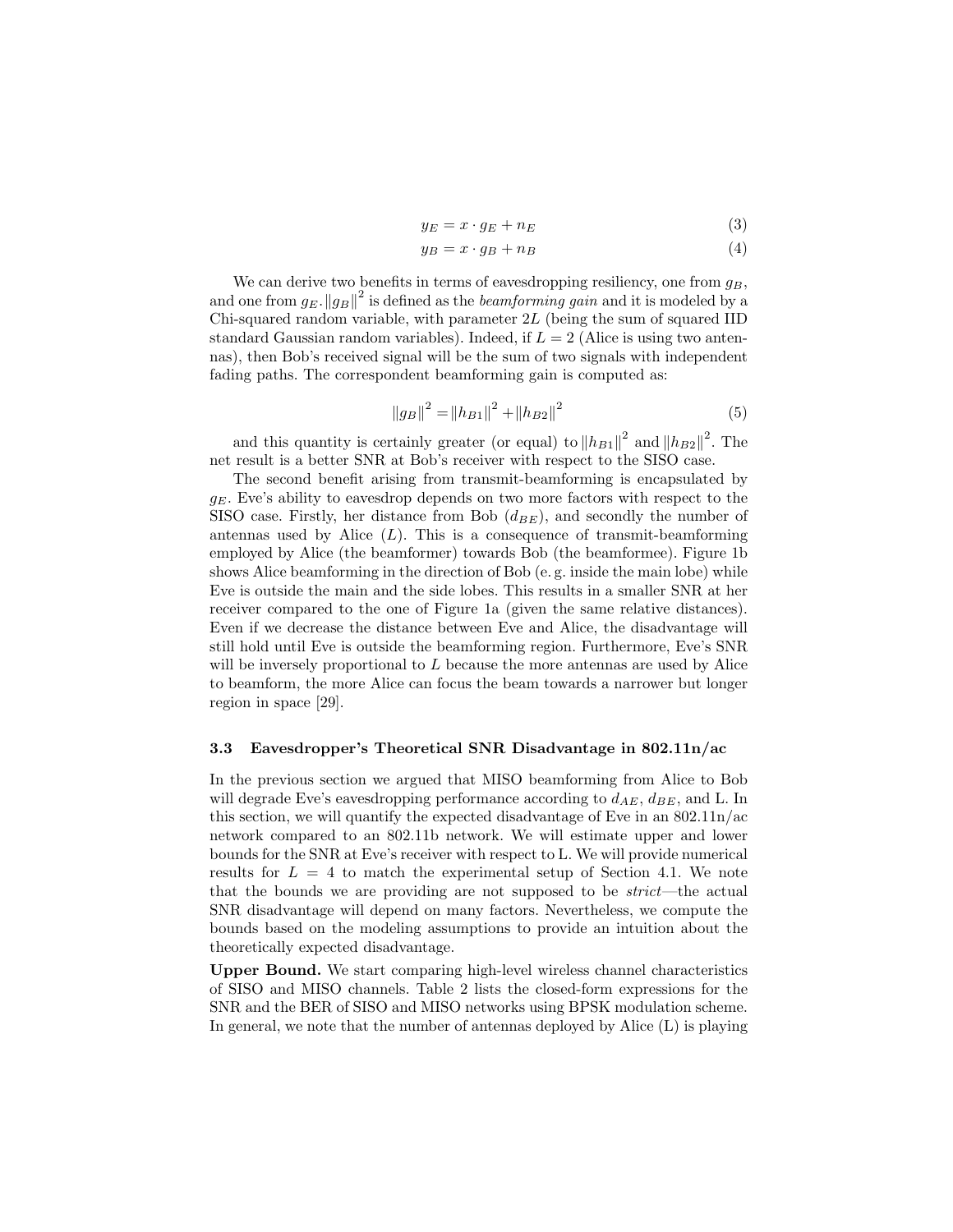$$y_E = x \cdot g_E + n_E \tag{3}$$

$$y_B = x \cdot g_B + n_B \tag{4}$$

We can derive two benefits in terms of eavesdropping resiliency, one from $g_B$, and one from $g_E$. $\|g_B\|^2$ is defined as the *beamforming gain* and it is modeled by a Chi-squared random variable, with parameter $2L$ (being the sum of squared IID standard Gaussian random variables). Indeed, if $L = 2$ (Alice is using two antennas), then Bob's received signal will be the sum of two signals with independent fading paths. The correspondent beamforming gain is computed as:

$$\|g_B\|^2 = \|h_{B1}\|^2 + \|h_{B2}\|^2 \tag{5}$$

and this quantity is certainly greater (or equal) to $\|h_{B1}\|^2$ and $\|h_{B2}\|^2$. The net result is a better SNR at Bob's receiver with respect to the SISO case.

The second benefit arising from transmit-beamforming is encapsulated by $g_E$. Eve's ability to eavesdrop depends on two more factors with respect to the SISO case. Firstly, her distance from Bob ($d_{BE}$), and secondly the number of antennas used by Alice ($L$). This is a consequence of transmit-beamforming employed by Alice (the beamformer) towards Bob (the beamformee). Figure 1b shows Alice beamforming in the direction of Bob (e. g. inside the main lobe) while Eve is outside the main and the side lobes. This results in a smaller SNR at her receiver compared to the one of Figure 1a (given the same relative distances). Even if we decrease the distance between Eve and Alice, the disadvantage will still hold until Eve is outside the beamforming region. Furthermore, Eve's SNR will be inversely proportional to $L$ because the more antennas are used by Alice to beamform, the more Alice can focus the beam towards a narrower but longer region in space [29].

### 3.3 Eavesdropper's Theoretical SNR Disadvantage in 802.11n/ac

In the previous section we argued that MISO beamforming from Alice to Bob will degrade Eve's eavesdropping performance according to $d_{AE}$, $d_{BE}$, and L. In this section, we will quantify the expected disadvantage of Eve in an 802.11n/ac network compared to an 802.11b network. We will estimate upper and lower bounds for the SNR at Eve's receiver with respect to L. We will provide numerical results for $L = 4$ to match the experimental setup of Section 4.1. We note that the bounds we are providing are not supposed to be *strict*—the actual SNR disadvantage will depend on many factors. Nevertheless, we compute the bounds based on the modeling assumptions to provide an intuition about the theoretically expected disadvantage.

**Upper Bound.** We start comparing high-level wireless channel characteristics of SISO and MISO channels. Table 2 lists the closed-form expressions for the SNR and the BER of SISO and MISO networks using BPSK modulation scheme. In general, we note that the number of antennas deployed by Alice (L) is playing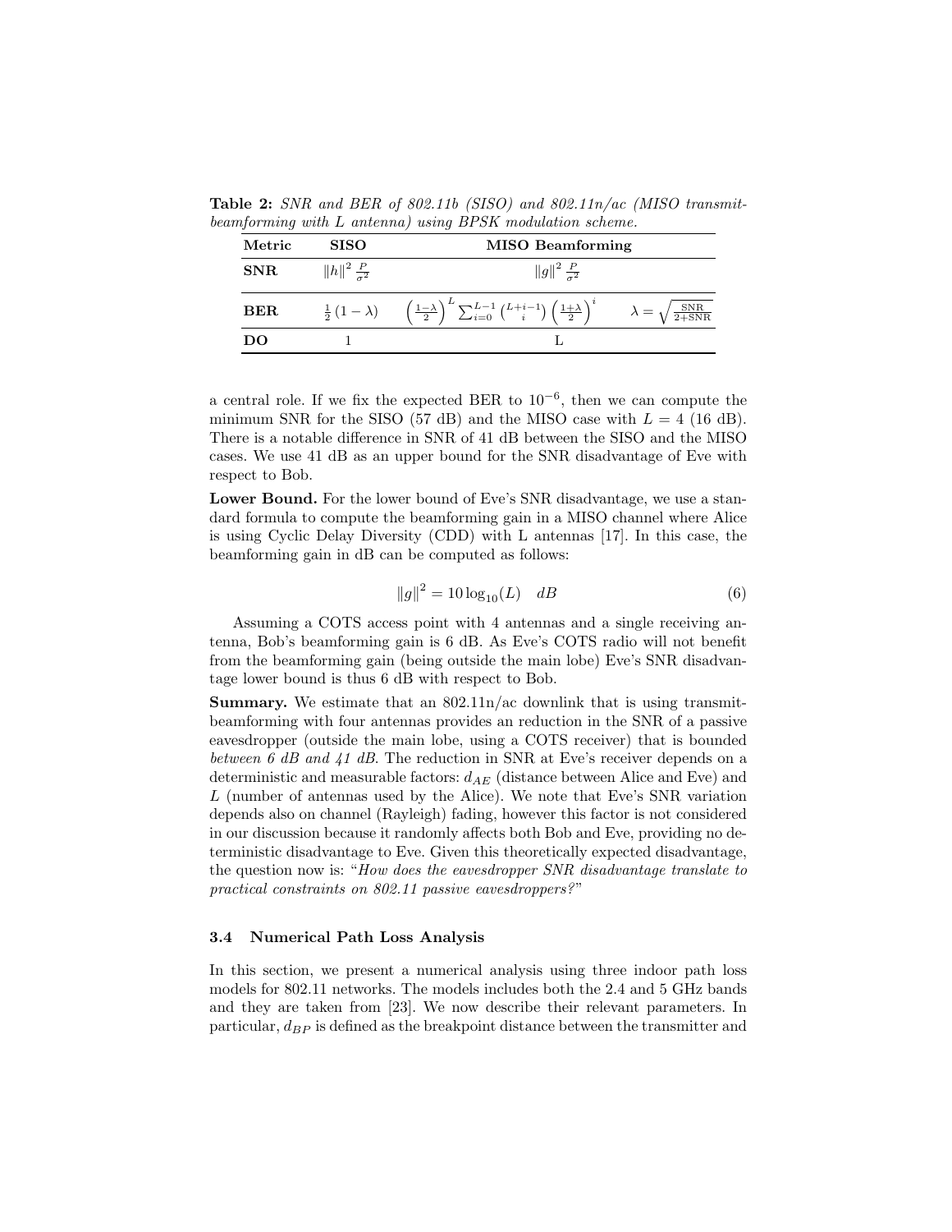**Table 2:** *SNR and BER of 802.11b (SISO) and 802.11n/ac (MISO transmit-beamforming with L antenna) using BPSK modulation scheme.*

| Metric | SISO | MISO Beamforming | |
|---|---|---|---|
| **SNR** | $\|h\|^2 \frac{P}{\sigma^2}$ | $\|g\|^2 \frac{P}{\sigma^2}$ | |
| **BER** | $\frac{1}{2}(1-\lambda)$ | $\left(\frac{1-\lambda}{2}\right)^L \sum_{i=0}^{L-1} \binom{L+i-1}{i} \left(\frac{1+\lambda}{2}\right)^i$ | $\lambda = \sqrt{\frac{\text{SNR}}{2+\text{SNR}}}$ |
| **DO** | 1 | L | |

a central role. If we fix the expected BER to $10^{-6}$, then we can compute the minimum SNR for the SISO (57 dB) and the MISO case with $L = 4$ (16 dB). There is a notable difference in SNR of 41 dB between the SISO and the MISO cases. We use 41 dB as an upper bound for the SNR disadvantage of Eve with respect to Bob.

**Lower Bound.** For the lower bound of Eve's SNR disadvantage, we use a standard formula to compute the beamforming gain in a MISO channel where Alice is using Cyclic Delay Diversity (CDD) with L antennas [17]. In this case, the beamforming gain in dB can be computed as follows:

$$\|g\|^2 = 10 \log_{10}(L) \quad dB \tag{6}$$

Assuming a COTS access point with 4 antennas and a single receiving antenna, Bob's beamforming gain is 6 dB. As Eve's COTS radio will not benefit from the beamforming gain (being outside the main lobe) Eve's SNR disadvantage lower bound is thus 6 dB with respect to Bob.

**Summary.** We estimate that an 802.11n/ac downlink that is using transmit-beamforming with four antennas provides an reduction in the SNR of a passive eavesdropper (outside the main lobe, using a COTS receiver) that is bounded *between 6 dB and 41 dB*. The reduction in SNR at Eve's receiver depends on a deterministic and measurable factors: $d_{AE}$ (distance between Alice and Eve) and $L$ (number of antennas used by the Alice). We note that Eve's SNR variation depends also on channel (Rayleigh) fading, however this factor is not considered in our discussion because it randomly affects both Bob and Eve, providing no deterministic disadvantage to Eve. Given this theoretically expected disadvantage, the question now is: "*How does the eavesdropper SNR disadvantage translate to practical constraints on 802.11 passive eavesdroppers?*"

### 3.4 Numerical Path Loss Analysis

In this section, we present a numerical analysis using three indoor path loss models for 802.11 networks. The models includes both the 2.4 and 5 GHz bands and they are taken from [23]. We now describe their relevant parameters. In particular, $d_{BP}$ is defined as the breakpoint distance between the transmitter and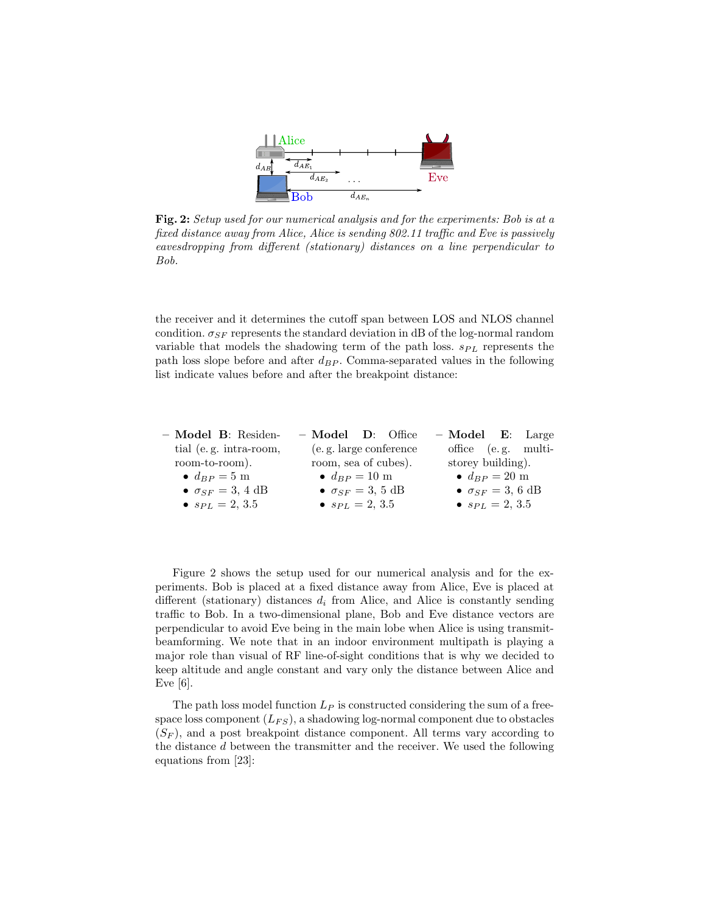**Fig. 2:** *Setup used for our numerical analysis and for the experiments: Bob is at a fixed distance away from Alice, Alice is sending 802.11 traffic and Eve is passively eavesdropping from different (stationary) distances on a line perpendicular to Bob.*

the receiver and it determines the cutoff span between LOS and NLOS channel condition. $\sigma_{SF}$ represents the standard deviation in dB of the log-normal random variable that models the shadowing term of the path loss. $s_{PL}$ represents the path loss slope before and after $d_{BP}$. Comma-separated values in the following list indicate values before and after the breakpoint distance:

- **Model B**: Residential (e. g. intra-room, room-to-room).
  - $d_{BP} = 5$ m
  - $\sigma_{SF} = 3, 4$ dB
  - $s_{PL} = 2, 3.5$
- **Model D**: Office (e. g. large conference room, sea of cubes).
  - $d_{BP} = 10$ m
  - $\sigma_{SF} = 3, 5$ dB
  - $s_{PL} = 2, 3.5$
- **Model E**: Large office (e. g. multi-storey building).
  - $d_{BP} = 20$ m
  - $\sigma_{SF} = 3, 6$ dB
  - $s_{PL} = 2, 3.5$

Figure 2 shows the setup used for our numerical analysis and for the experiments. Bob is placed at a fixed distance away from Alice, Eve is placed at different (stationary) distances $d_i$ from Alice, and Alice is constantly sending traffic to Bob. In a two-dimensional plane, Bob and Eve distance vectors are perpendicular to avoid Eve being in the main lobe when Alice is using transmit-beamforming. We note that in an indoor environment multipath is playing a major role than visual of RF line-of-sight conditions that is why we decided to keep altitude and angle constant and vary only the distance between Alice and Eve [6].

The path loss model function $L_P$ is constructed considering the sum of a free-space loss component ($L_{FS}$), a shadowing log-normal component due to obstacles ($S_F$), and a post breakpoint distance component. All terms vary according to the distance $d$ between the transmitter and the receiver. We used the following equations from [23]: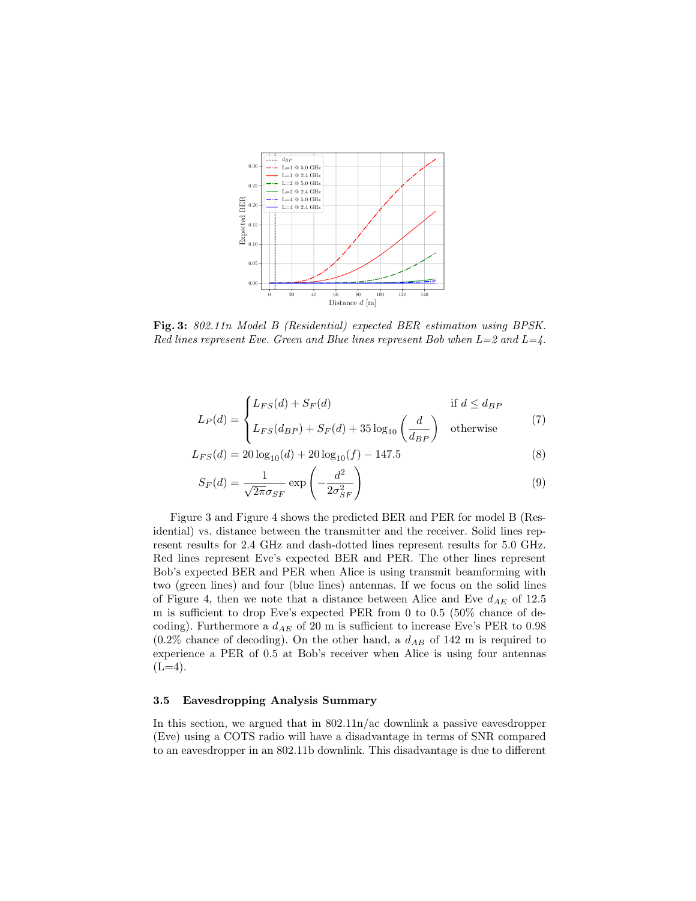**Fig. 3:** *802.11n Model B (Residential) expected BER estimation using BPSK. Red lines represent Eve. Green and Blue lines represent Bob when L=2 and L=4.*

$$L_P(d) = \begin{cases} L_{FS}(d) + S_F(d) & \text{if } d \leq d_{BP} \\ L_{FS}(d_{BP}) + S_F(d) + 35\log_{10}\left(\dfrac{d}{d_{BP}}\right) & \text{otherwise} \end{cases} \tag{7}$$

$$L_{FS}(d) = 20\log_{10}(d) + 20\log_{10}(f) - 147.5 \tag{8}$$

$$S_F(d) = \frac{1}{\sqrt{2\pi}\sigma_{SF}} \exp\left(-\frac{d^2}{2\sigma_{SF}^2}\right) \tag{9}$$

Figure 3 and Figure 4 shows the predicted BER and PER for model B (Residential) vs. distance between the transmitter and the receiver. Solid lines represent results for 2.4 GHz and dash-dotted lines represent results for 5.0 GHz. Red lines represent Eve's expected BER and PER. The other lines represent Bob's expected BER and PER when Alice is using transmit beamforming with two (green lines) and four (blue lines) antennas. If we focus on the solid lines of Figure 4, then we note that a distance between Alice and Eve $d_{AE}$ of 12.5 m is sufficient to drop Eve's expected PER from 0 to 0.5 (50% chance of decoding). Furthermore a $d_{AE}$ of 20 m is sufficient to increase Eve's PER to 0.98 (0.2% chance of decoding). On the other hand, a $d_{AB}$ of 142 m is required to experience a PER of 0.5 at Bob's receiver when Alice is using four antennas (L=4).

### 3.5 Eavesdropping Analysis Summary

In this section, we argued that in 802.11n/ac downlink a passive eavesdropper (Eve) using a COTS radio will have a disadvantage in terms of SNR compared to an eavesdropper in an 802.11b downlink. This disadvantage is due to different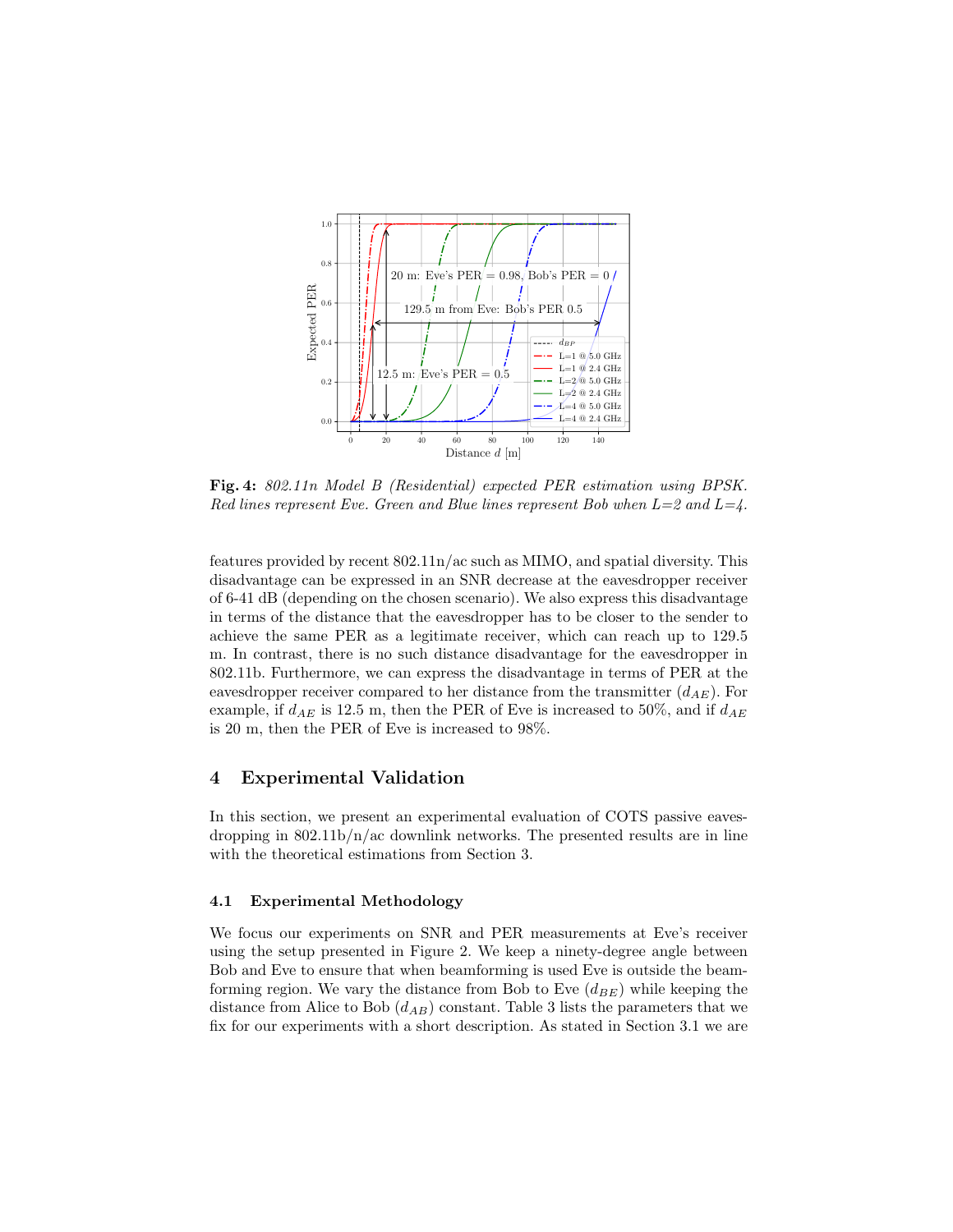**Fig. 4:** *802.11n Model B (Residential) expected PER estimation using BPSK. Red lines represent Eve. Green and Blue lines represent Bob when L=2 and L=4.*

features provided by recent 802.11n/ac such as MIMO, and spatial diversity. This disadvantage can be expressed in an SNR decrease at the eavesdropper receiver of 6-41 dB (depending on the chosen scenario). We also express this disadvantage in terms of the distance that the eavesdropper has to be closer to the sender to achieve the same PER as a legitimate receiver, which can reach up to 129.5 m. In contrast, there is no such distance disadvantage for the eavesdropper in 802.11b. Furthermore, we can express the disadvantage in terms of PER at the eavesdropper receiver compared to her distance from the transmitter ($d_{AE}$). For example, if $d_{AE}$ is 12.5 m, then the PER of Eve is increased to 50%, and if $d_{AE}$ is 20 m, then the PER of Eve is increased to 98%.

## 4 Experimental Validation

In this section, we present an experimental evaluation of COTS passive eavesdropping in 802.11b/n/ac downlink networks. The presented results are in line with the theoretical estimations from Section 3.

### 4.1 Experimental Methodology

We focus our experiments on SNR and PER measurements at Eve's receiver using the setup presented in Figure 2. We keep a ninety-degree angle between Bob and Eve to ensure that when beamforming is used Eve is outside the beamforming region. We vary the distance from Bob to Eve ($d_{BE}$) while keeping the distance from Alice to Bob ($d_{AB}$) constant. Table 3 lists the parameters that we fix for our experiments with a short description. As stated in Section 3.1 we are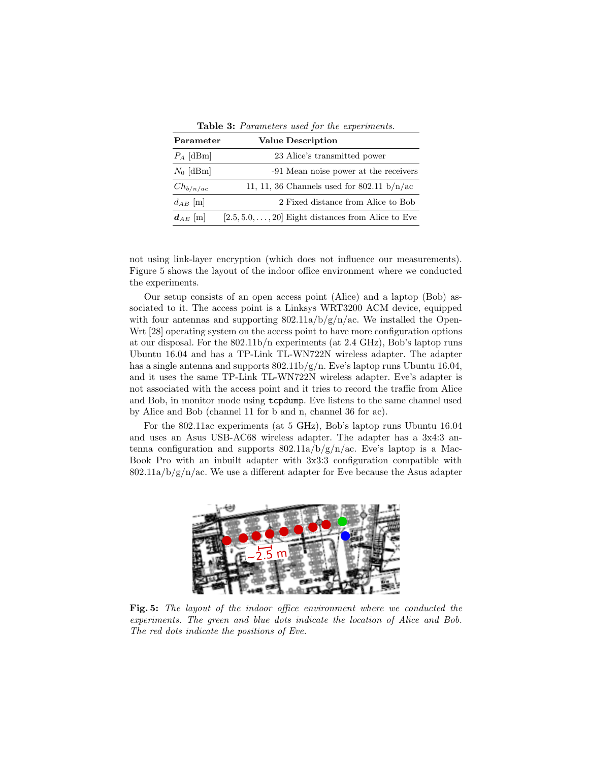**Table 3:** *Parameters used for the experiments.*

| Parameter | Value | Description |
|---|---|---|
| $P_A$ [dBm] | 23 | Alice's transmitted power |
| $N_0$ [dBm] | -91 | Mean noise power at the receivers |
| $Ch_{b/n/ac}$ | 11, 11, 36 | Channels used for 802.11 b/n/ac |
| $d_{AB}$ [m] | 2 | Fixed distance from Alice to Bob |
| $\boldsymbol{d}_{AE}$ [m] | $[2.5, 5.0, \ldots, 20]$ | Eight distances from Alice to Eve |

not using link-layer encryption (which does not influence our measurements). Figure 5 shows the layout of the indoor office environment where we conducted the experiments.

Our setup consists of an open access point (Alice) and a laptop (Bob) associated to it. The access point is a Linksys WRT3200 ACM device, equipped with four antennas and supporting 802.11a/b/g/n/ac. We installed the OpenWrt [28] operating system on the access point to have more configuration options at our disposal. For the 802.11b/n experiments (at 2.4 GHz), Bob's laptop runs Ubuntu 16.04 and has a TP-Link TL-WN722N wireless adapter. The adapter has a single antenna and supports 802.11b/g/n. Eve's laptop runs Ubuntu 16.04, and it uses the same TP-Link TL-WN722N wireless adapter. Eve's adapter is not associated with the access point and it tries to record the traffic from Alice and Bob, in monitor mode using `tcpdump`. Eve listens to the same channel used by Alice and Bob (channel 11 for b and n, channel 36 for ac).

For the 802.11ac experiments (at 5 GHz), Bob's laptop runs Ubuntu 16.04 and uses an Asus USB-AC68 wireless adapter. The adapter has a 3x4:3 antenna configuration and supports 802.11a/b/g/n/ac. Eve's laptop is a MacBook Pro with an inbuilt adapter with 3x3:3 configuration compatible with 802.11a/b/g/n/ac. We use a different adapter for Eve because the Asus adapter

**Fig. 5:** *The layout of the indoor office environment where we conducted the experiments. The green and blue dots indicate the location of Alice and Bob. The red dots indicate the positions of Eve.*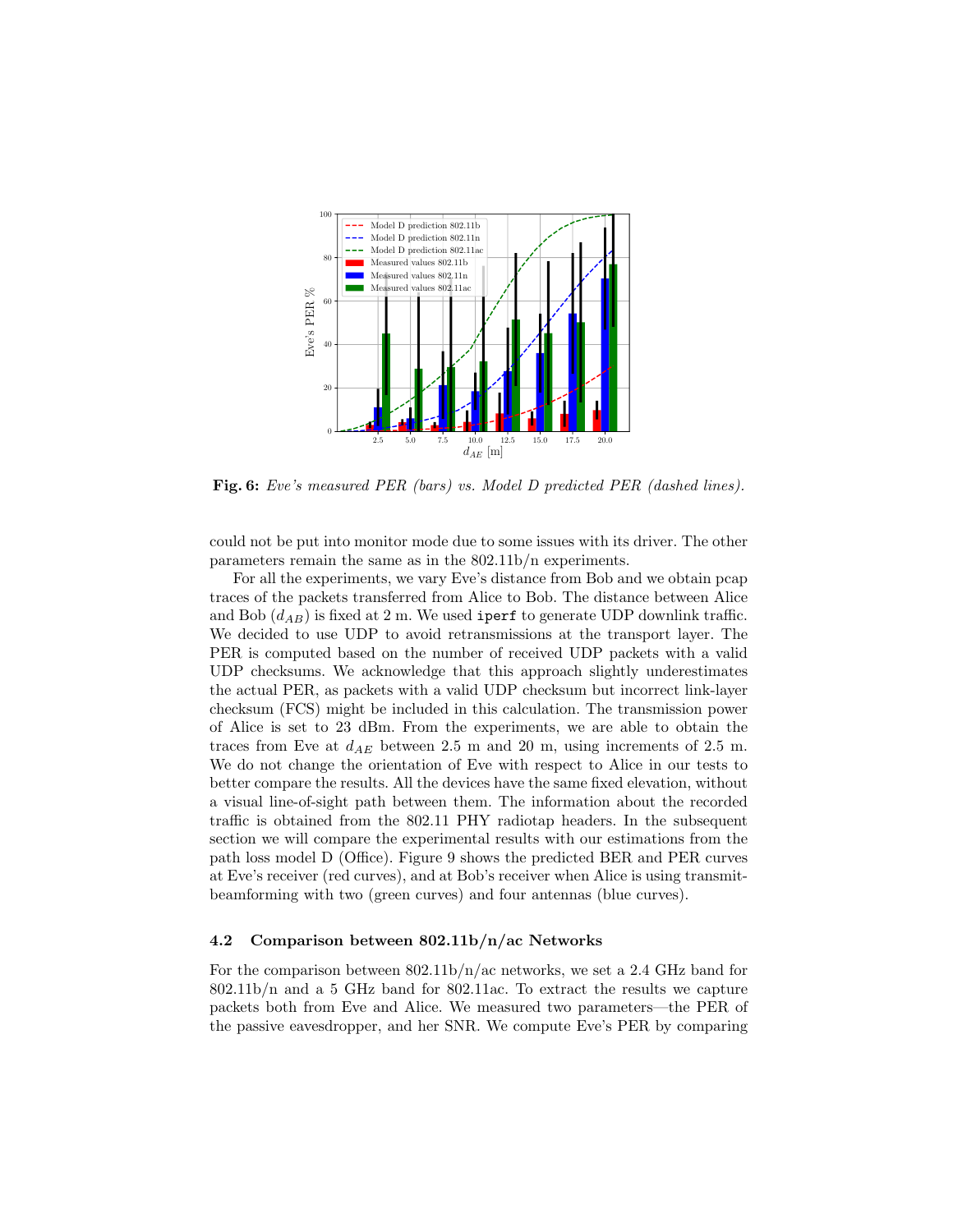**Fig. 6:** *Eve's measured PER (bars) vs. Model D predicted PER (dashed lines).*

could not be put into monitor mode due to some issues with its driver. The other parameters remain the same as in the 802.11b/n experiments.

For all the experiments, we vary Eve's distance from Bob and we obtain pcap traces of the packets transferred from Alice to Bob. The distance between Alice and Bob ($d_{AB}$) is fixed at 2 m. We used `iperf` to generate UDP downlink traffic. We decided to use UDP to avoid retransmissions at the transport layer. The PER is computed based on the number of received UDP packets with a valid UDP checksums. We acknowledge that this approach slightly underestimates the actual PER, as packets with a valid UDP checksum but incorrect link-layer checksum (FCS) might be included in this calculation. The transmission power of Alice is set to 23 dBm. From the experiments, we are able to obtain the traces from Eve at $d_{AE}$ between 2.5 m and 20 m, using increments of 2.5 m. We do not change the orientation of Eve with respect to Alice in our tests to better compare the results. All the devices have the same fixed elevation, without a visual line-of-sight path between them. The information about the recorded traffic is obtained from the 802.11 PHY radiotap headers. In the subsequent section we will compare the experimental results with our estimations from the path loss model D (Office). Figure 9 shows the predicted BER and PER curves at Eve's receiver (red curves), and at Bob's receiver when Alice is using transmit-beamforming with two (green curves) and four antennas (blue curves).

### 4.2 Comparison between 802.11b/n/ac Networks

For the comparison between 802.11b/n/ac networks, we set a 2.4 GHz band for 802.11b/n and a 5 GHz band for 802.11ac. To extract the results we capture packets both from Eve and Alice. We measured two parameters—the PER of the passive eavesdropper, and her SNR. We compute Eve's PER by comparing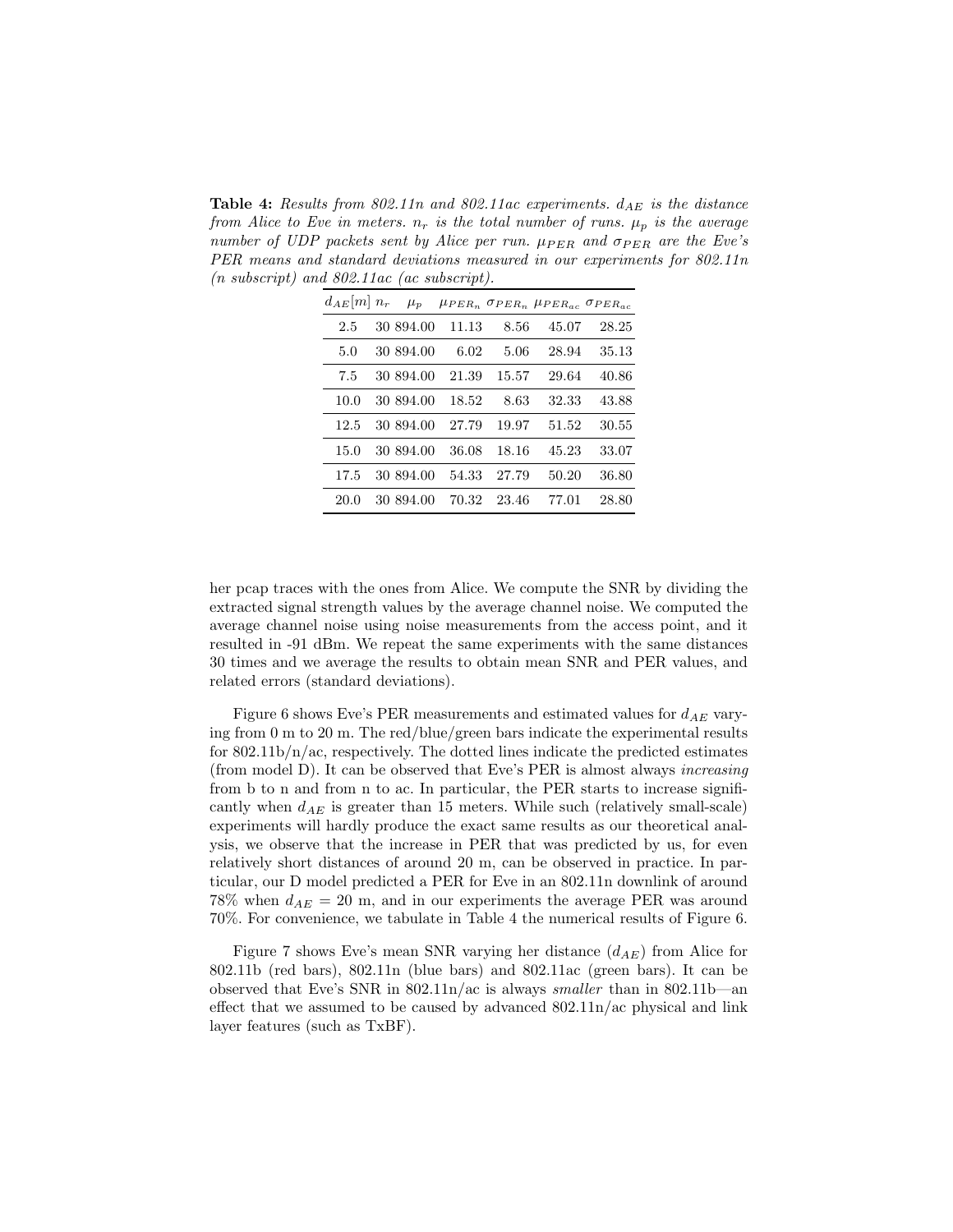**Table 4:** *Results from 802.11n and 802.11ac experiments. $d_{AE}$ is the distance from Alice to Eve in meters. $n_r$ is the total number of runs. $\mu_p$ is the average number of UDP packets sent by Alice per run. $\mu_{PER}$ and $\sigma_{PER}$ are the Eve's PER means and standard deviations measured in our experiments for 802.11n (n subscript) and 802.11ac (ac subscript).*

| $d_{AE}[m]$ | $n_r$ | $\mu_p$ | $\mu_{PER_n}$ | $\sigma_{PER_n}$ | $\mu_{PER_{ac}}$ | $\sigma_{PER_{ac}}$ |
|---|---|---|---|---|---|---|
| 2.5 | 30 | 894.00 | 11.13 | 8.56 | 45.07 | 28.25 |
| 5.0 | 30 | 894.00 | 6.02 | 5.06 | 28.94 | 35.13 |
| 7.5 | 30 | 894.00 | 21.39 | 15.57 | 29.64 | 40.86 |
| 10.0 | 30 | 894.00 | 18.52 | 8.63 | 32.33 | 43.88 |
| 12.5 | 30 | 894.00 | 27.79 | 19.97 | 51.52 | 30.55 |
| 15.0 | 30 | 894.00 | 36.08 | 18.16 | 45.23 | 33.07 |
| 17.5 | 30 | 894.00 | 54.33 | 27.79 | 50.20 | 36.80 |
| 20.0 | 30 | 894.00 | 70.32 | 23.46 | 77.01 | 28.80 |

her pcap traces with the ones from Alice. We compute the SNR by dividing the extracted signal strength values by the average channel noise. We computed the average channel noise using noise measurements from the access point, and it resulted in -91 dBm. We repeat the same experiments with the same distances 30 times and we average the results to obtain mean SNR and PER values, and related errors (standard deviations).

Figure 6 shows Eve's PER measurements and estimated values for $d_{AE}$ varying from 0 m to 20 m. The red/blue/green bars indicate the experimental results for 802.11b/n/ac, respectively. The dotted lines indicate the predicted estimates (from model D). It can be observed that Eve's PER is almost always *increasing* from b to n and from n to ac. In particular, the PER starts to increase significantly when $d_{AE}$ is greater than 15 meters. While such (relatively small-scale) experiments will hardly produce the exact same results as our theoretical analysis, we observe that the increase in PER that was predicted by us, for even relatively short distances of around 20 m, can be observed in practice. In particular, our D model predicted a PER for Eve in an 802.11n downlink of around 78% when $d_{AE} = 20$ m, and in our experiments the average PER was around 70%. For convenience, we tabulate in Table 4 the numerical results of Figure 6.

Figure 7 shows Eve's mean SNR varying her distance ($d_{AE}$) from Alice for 802.11b (red bars), 802.11n (blue bars) and 802.11ac (green bars). It can be observed that Eve's SNR in 802.11n/ac is always *smaller* than in 802.11b—an effect that we assumed to be caused by advanced 802.11n/ac physical and link layer features (such as TxBF).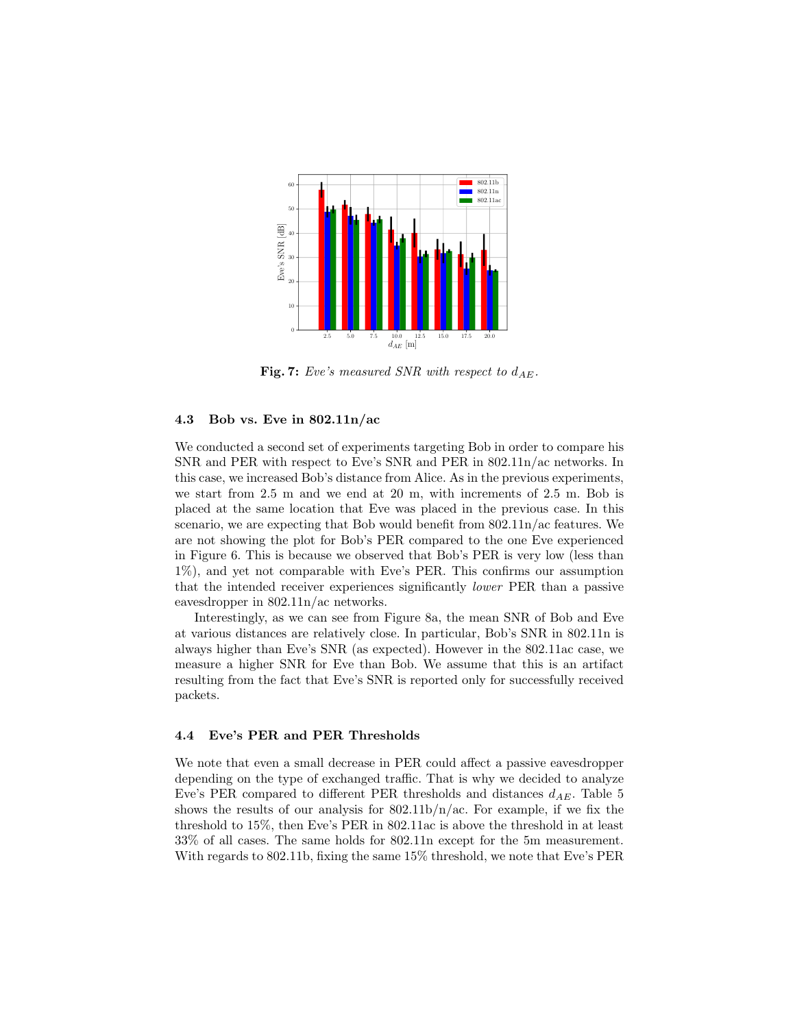**Fig. 7:** *Eve's measured SNR with respect to $d_{AE}$.*

### 4.3 Bob vs. Eve in 802.11n/ac

We conducted a second set of experiments targeting Bob in order to compare his SNR and PER with respect to Eve's SNR and PER in 802.11n/ac networks. In this case, we increased Bob's distance from Alice. As in the previous experiments, we start from 2.5 m and we end at 20 m, with increments of 2.5 m. Bob is placed at the same location that Eve was placed in the previous case. In this scenario, we are expecting that Bob would benefit from 802.11n/ac features. We are not showing the plot for Bob's PER compared to the one Eve experienced in Figure 6. This is because we observed that Bob's PER is very low (less than 1%), and yet not comparable with Eve's PER. This confirms our assumption that the intended receiver experiences significantly *lower* PER than a passive eavesdropper in 802.11n/ac networks.

Interestingly, as we can see from Figure 8a, the mean SNR of Bob and Eve at various distances are relatively close. In particular, Bob's SNR in 802.11n is always higher than Eve's SNR (as expected). However in the 802.11ac case, we measure a higher SNR for Eve than Bob. We assume that this is an artifact resulting from the fact that Eve's SNR is reported only for successfully received packets.

### 4.4 Eve's PER and PER Thresholds

We note that even a small decrease in PER could affect a passive eavesdropper depending on the type of exchanged traffic. That is why we decided to analyze Eve's PER compared to different PER thresholds and distances $d_{AE}$. Table 5 shows the results of our analysis for 802.11b/n/ac. For example, if we fix the threshold to 15%, then Eve's PER in 802.11ac is above the threshold in at least 33% of all cases. The same holds for 802.11n except for the 5m measurement. With regards to 802.11b, fixing the same 15% threshold, we note that Eve's PER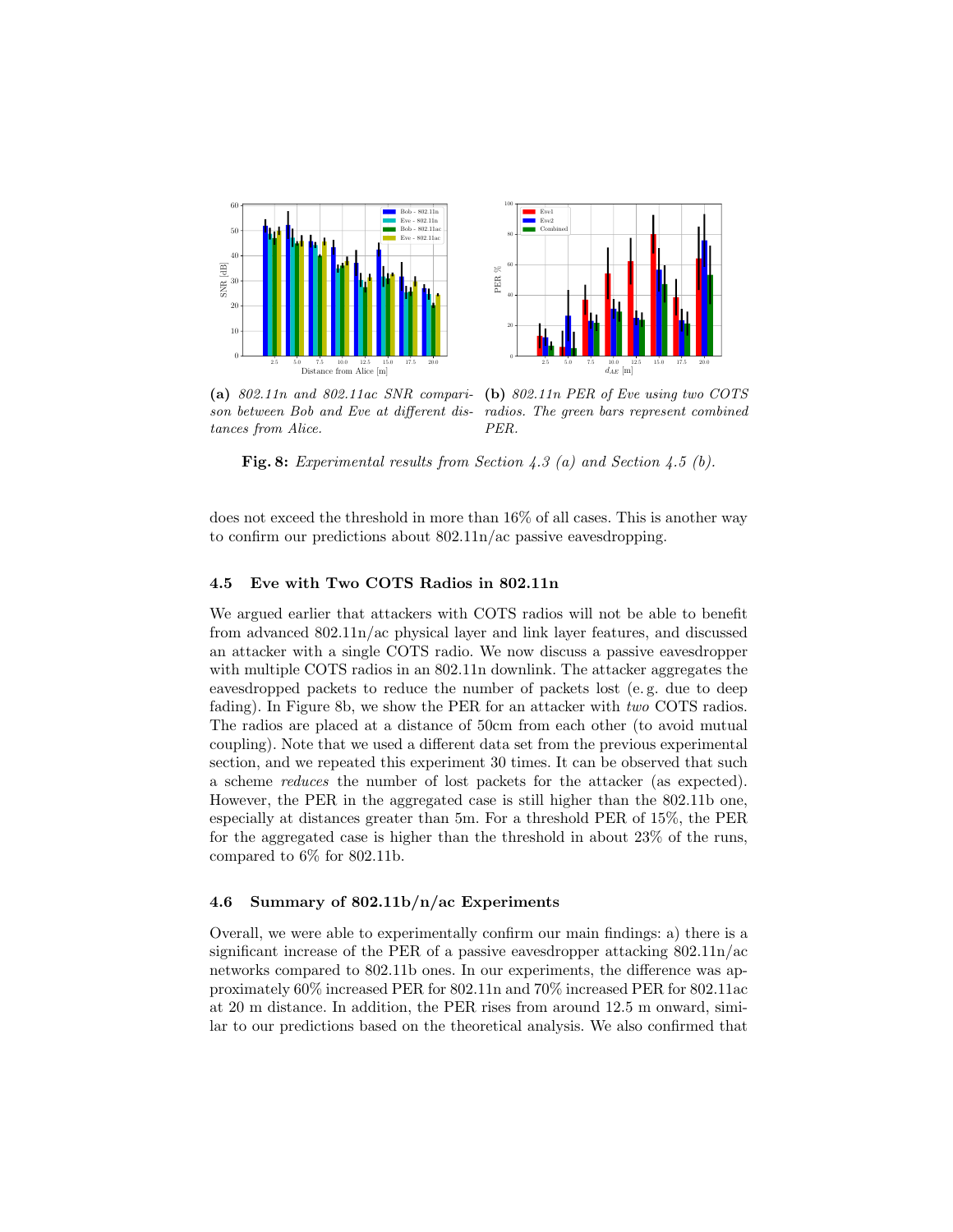(a) *802.11n and 802.11ac SNR comparison between Bob and Eve at different distances from Alice.*

(b) *802.11n PER of Eve using two COTS radios. The green bars represent combined PER.*

**Fig. 8:** *Experimental results from Section 4.3 (a) and Section 4.5 (b).*

does not exceed the threshold in more than 16% of all cases. This is another way to confirm our predictions about 802.11n/ac passive eavesdropping.

### 4.5 Eve with Two COTS Radios in 802.11n

We argued earlier that attackers with COTS radios will not be able to benefit from advanced 802.11n/ac physical layer and link layer features, and discussed an attacker with a single COTS radio. We now discuss a passive eavesdropper with multiple COTS radios in an 802.11n downlink. The attacker aggregates the eavesdropped packets to reduce the number of packets lost (e. g. due to deep fading). In Figure 8b, we show the PER for an attacker with *two* COTS radios. The radios are placed at a distance of 50cm from each other (to avoid mutual coupling). Note that we used a different data set from the previous experimental section, and we repeated this experiment 30 times. It can be observed that such a scheme *reduces* the number of lost packets for the attacker (as expected). However, the PER in the aggregated case is still higher than the 802.11b one, especially at distances greater than 5m. For a threshold PER of 15%, the PER for the aggregated case is higher than the threshold in about 23% of the runs, compared to 6% for 802.11b.

### 4.6 Summary of 802.11b/n/ac Experiments

Overall, we were able to experimentally confirm our main findings: a) there is a significant increase of the PER of a passive eavesdropper attacking 802.11n/ac networks compared to 802.11b ones. In our experiments, the difference was approximately 60% increased PER for 802.11n and 70% increased PER for 802.11ac at 20 m distance. In addition, the PER rises from around 12.5 m onward, similar to our predictions based on the theoretical analysis. We also confirmed that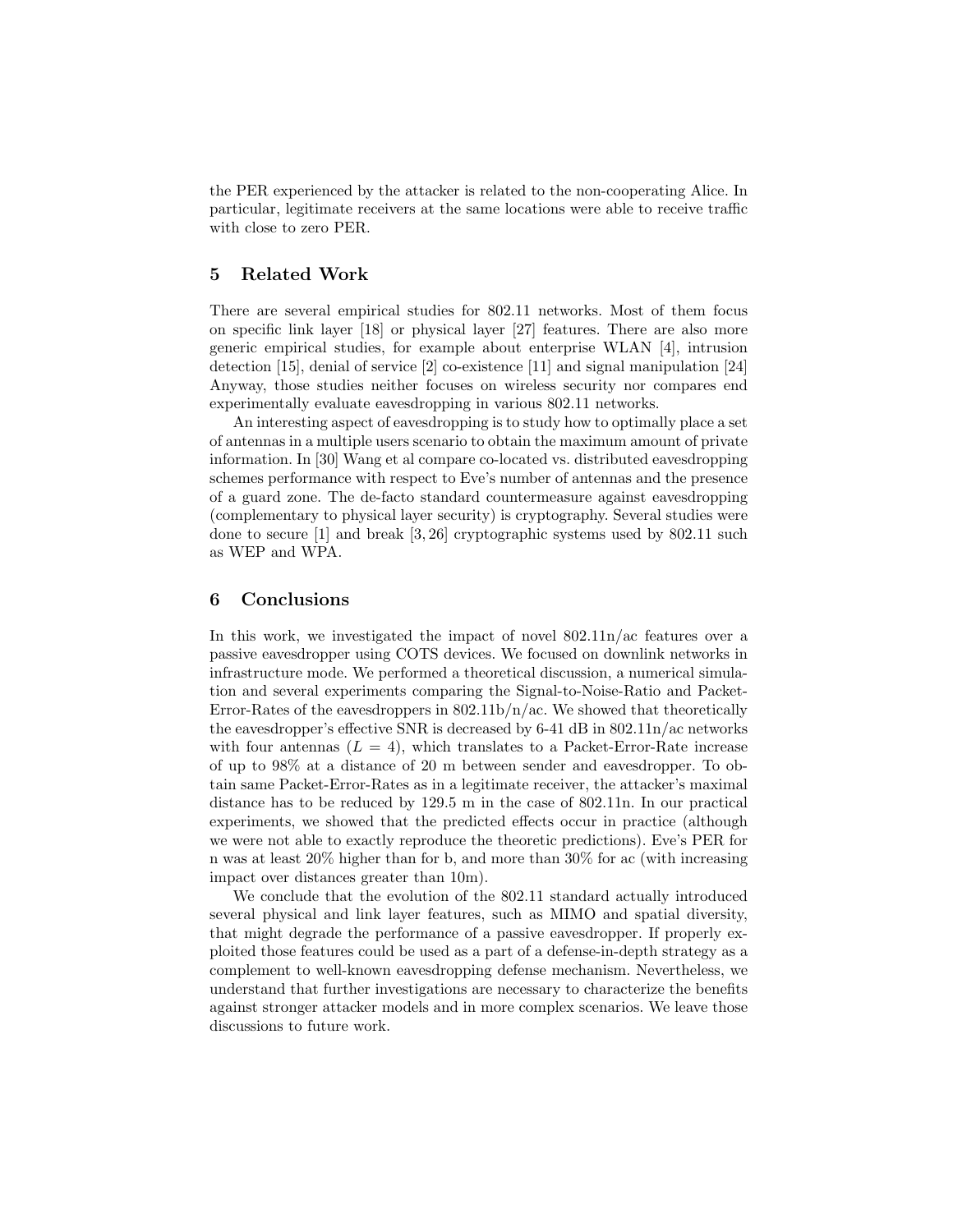the PER experienced by the attacker is related to the non-cooperating Alice. In particular, legitimate receivers at the same locations were able to receive traffic with close to zero PER.

## 5 Related Work

There are several empirical studies for 802.11 networks. Most of them focus on specific link layer [18] or physical layer [27] features. There are also more generic empirical studies, for example about enterprise WLAN [4], intrusion detection [15], denial of service [2] co-existence [11] and signal manipulation [24] Anyway, those studies neither focuses on wireless security nor compares end experimentally evaluate eavesdropping in various 802.11 networks.

An interesting aspect of eavesdropping is to study how to optimally place a set of antennas in a multiple users scenario to obtain the maximum amount of private information. In [30] Wang et al compare co-located vs. distributed eavesdropping schemes performance with respect to Eve's number of antennas and the presence of a guard zone. The de-facto standard countermeasure against eavesdropping (complementary to physical layer security) is cryptography. Several studies were done to secure [1] and break [3, 26] cryptographic systems used by 802.11 such as WEP and WPA.

## 6 Conclusions

In this work, we investigated the impact of novel 802.11n/ac features over a passive eavesdropper using COTS devices. We focused on downlink networks in infrastructure mode. We performed a theoretical discussion, a numerical simulation and several experiments comparing the Signal-to-Noise-Ratio and Packet-Error-Rates of the eavesdroppers in 802.11b/n/ac. We showed that theoretically the eavesdropper's effective SNR is decreased by 6-41 dB in 802.11n/ac networks with four antennas ($L = 4$), which translates to a Packet-Error-Rate increase of up to 98% at a distance of 20 m between sender and eavesdropper. To obtain same Packet-Error-Rates as in a legitimate receiver, the attacker's maximal distance has to be reduced by 129.5 m in the case of 802.11n. In our practical experiments, we showed that the predicted effects occur in practice (although we were not able to exactly reproduce the theoretic predictions). Eve's PER for n was at least 20% higher than for b, and more than 30% for ac (with increasing impact over distances greater than 10m).

We conclude that the evolution of the 802.11 standard actually introduced several physical and link layer features, such as MIMO and spatial diversity, that might degrade the performance of a passive eavesdropper. If properly exploited those features could be used as a part of a defense-in-depth strategy as a complement to well-known eavesdropping defense mechanism. Nevertheless, we understand that further investigations are necessary to characterize the benefits against stronger attacker models and in more complex scenarios. We leave those discussions to future work.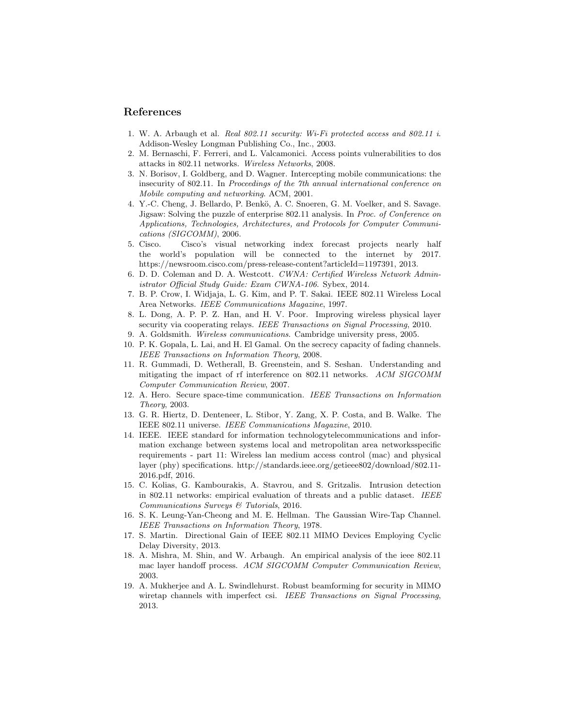## References

1. W. A. Arbaugh et al. *Real 802.11 security: Wi-Fi protected access and 802.11 i*. Addison-Wesley Longman Publishing Co., Inc., 2003.
2. M. Bernaschi, F. Ferreri, and L. Valcamonici. Access points vulnerabilities to dos attacks in 802.11 networks. *Wireless Networks*, 2008.
3. N. Borisov, I. Goldberg, and D. Wagner. Intercepting mobile communications: the insecurity of 802.11. In *Proceedings of the 7th annual international conference on Mobile computing and networking*. ACM, 2001.
4. Y.-C. Cheng, J. Bellardo, P. Benkö, A. C. Snoeren, G. M. Voelker, and S. Savage. Jigsaw: Solving the puzzle of enterprise 802.11 analysis. In *Proc. of Conference on Applications, Technologies, Architectures, and Protocols for Computer Communications (SIGCOMM)*, 2006.
5. Cisco. Cisco's visual networking index forecast projects nearly half the world's population will be connected to the internet by 2017. https://newsroom.cisco.com/press-release-content?articleId=1197391, 2013.
6. D. D. Coleman and D. A. Westcott. *CWNA: Certified Wireless Network Administrator Official Study Guide: Exam CWNA-106*. Sybex, 2014.
7. B. P. Crow, I. Widjaja, L. G. Kim, and P. T. Sakai. IEEE 802.11 Wireless Local Area Networks. *IEEE Communications Magazine*, 1997.
8. L. Dong, A. P. P. Z. Han, and H. V. Poor. Improving wireless physical layer security via cooperating relays. *IEEE Transactions on Signal Processing*, 2010.
9. A. Goldsmith. *Wireless communications*. Cambridge university press, 2005.
10. P. K. Gopala, L. Lai, and H. El Gamal. On the secrecy capacity of fading channels. *IEEE Transactions on Information Theory*, 2008.
11. R. Gummadi, D. Wetherall, B. Greenstein, and S. Seshan. Understanding and mitigating the impact of rf interference on 802.11 networks. *ACM SIGCOMM Computer Communication Review*, 2007.
12. A. Hero. Secure space-time communication. *IEEE Transactions on Information Theory*, 2003.
13. G. R. Hiertz, D. Denteneer, L. Stibor, Y. Zang, X. P. Costa, and B. Walke. The IEEE 802.11 universe. *IEEE Communications Magazine*, 2010.
14. IEEE. IEEE standard for information technologytelecommunications and information exchange between systems local and metropolitan area networksspecific requirements - part 11: Wireless lan medium access control (mac) and physical layer (phy) specifications. http://standards.ieee.org/getieee802/download/802.11-2016.pdf, 2016.
15. C. Kolias, G. Kambourakis, A. Stavrou, and S. Gritzalis. Intrusion detection in 802.11 networks: empirical evaluation of threats and a public dataset. *IEEE Communications Surveys & Tutorials*, 2016.
16. S. K. Leung-Yan-Cheong and M. E. Hellman. The Gaussian Wire-Tap Channel. *IEEE Transactions on Information Theory*, 1978.
17. S. Martin. Directional Gain of IEEE 802.11 MIMO Devices Employing Cyclic Delay Diversity, 2013.
18. A. Mishra, M. Shin, and W. Arbaugh. An empirical analysis of the ieee 802.11 mac layer handoff process. *ACM SIGCOMM Computer Communication Review*, 2003.
19. A. Mukherjee and A. L. Swindlehurst. Robust beamforming for security in MIMO wiretap channels with imperfect csi. *IEEE Transactions on Signal Processing*, 2013.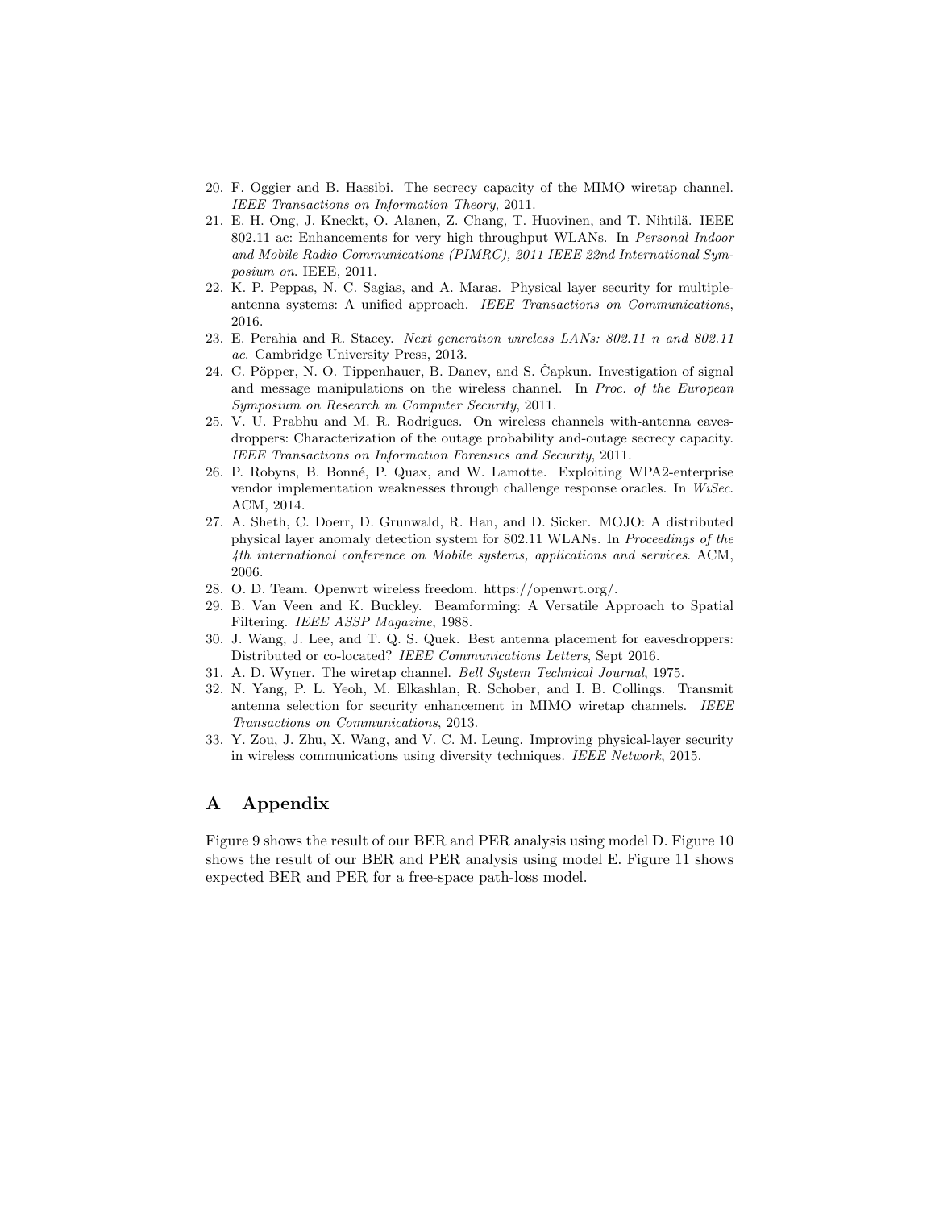20. F. Oggier and B. Hassibi. The secrecy capacity of the MIMO wiretap channel. *IEEE Transactions on Information Theory*, 2011.
21. E. H. Ong, J. Kneckt, O. Alanen, Z. Chang, T. Huovinen, and T. Nihtilä. IEEE 802.11 ac: Enhancements for very high throughput WLANs. In *Personal Indoor and Mobile Radio Communications (PIMRC), 2011 IEEE 22nd International Symposium on*. IEEE, 2011.
22. K. P. Peppas, N. C. Sagias, and A. Maras. Physical layer security for multiple-antenna systems: A unified approach. *IEEE Transactions on Communications*, 2016.
23. E. Perahia and R. Stacey. *Next generation wireless LANs: 802.11 n and 802.11 ac*. Cambridge University Press, 2013.
24. C. Pöpper, N. O. Tippenhauer, B. Danev, and S. Čapkun. Investigation of signal and message manipulations on the wireless channel. In *Proc. of the European Symposium on Research in Computer Security*, 2011.
25. V. U. Prabhu and M. R. Rodrigues. On wireless channels with-antenna eavesdroppers: Characterization of the outage probability and-outage secrecy capacity. *IEEE Transactions on Information Forensics and Security*, 2011.
26. P. Robyns, B. Bonné, P. Quax, and W. Lamotte. Exploiting WPA2-enterprise vendor implementation weaknesses through challenge response oracles. In *WiSec*. ACM, 2014.
27. A. Sheth, C. Doerr, D. Grunwald, R. Han, and D. Sicker. MOJO: A distributed physical layer anomaly detection system for 802.11 WLANs. In *Proceedings of the 4th international conference on Mobile systems, applications and services*. ACM, 2006.
28. O. D. Team. Openwrt wireless freedom. https://openwrt.org/.
29. B. Van Veen and K. Buckley. Beamforming: A Versatile Approach to Spatial Filtering. *IEEE ASSP Magazine*, 1988.
30. J. Wang, J. Lee, and T. Q. S. Quek. Best antenna placement for eavesdroppers: Distributed or co-located? *IEEE Communications Letters*, Sept 2016.
31. A. D. Wyner. The wiretap channel. *Bell System Technical Journal*, 1975.
32. N. Yang, P. L. Yeoh, M. Elkashlan, R. Schober, and I. B. Collings. Transmit antenna selection for security enhancement in MIMO wiretap channels. *IEEE Transactions on Communications*, 2013.
33. Y. Zou, J. Zhu, X. Wang, and V. C. M. Leung. Improving physical-layer security in wireless communications using diversity techniques. *IEEE Network*, 2015.

# A Appendix

Figure 9 shows the result of our BER and PER analysis using model D. Figure 10 shows the result of our BER and PER analysis using model E. Figure 11 shows expected BER and PER for a free-space path-loss model.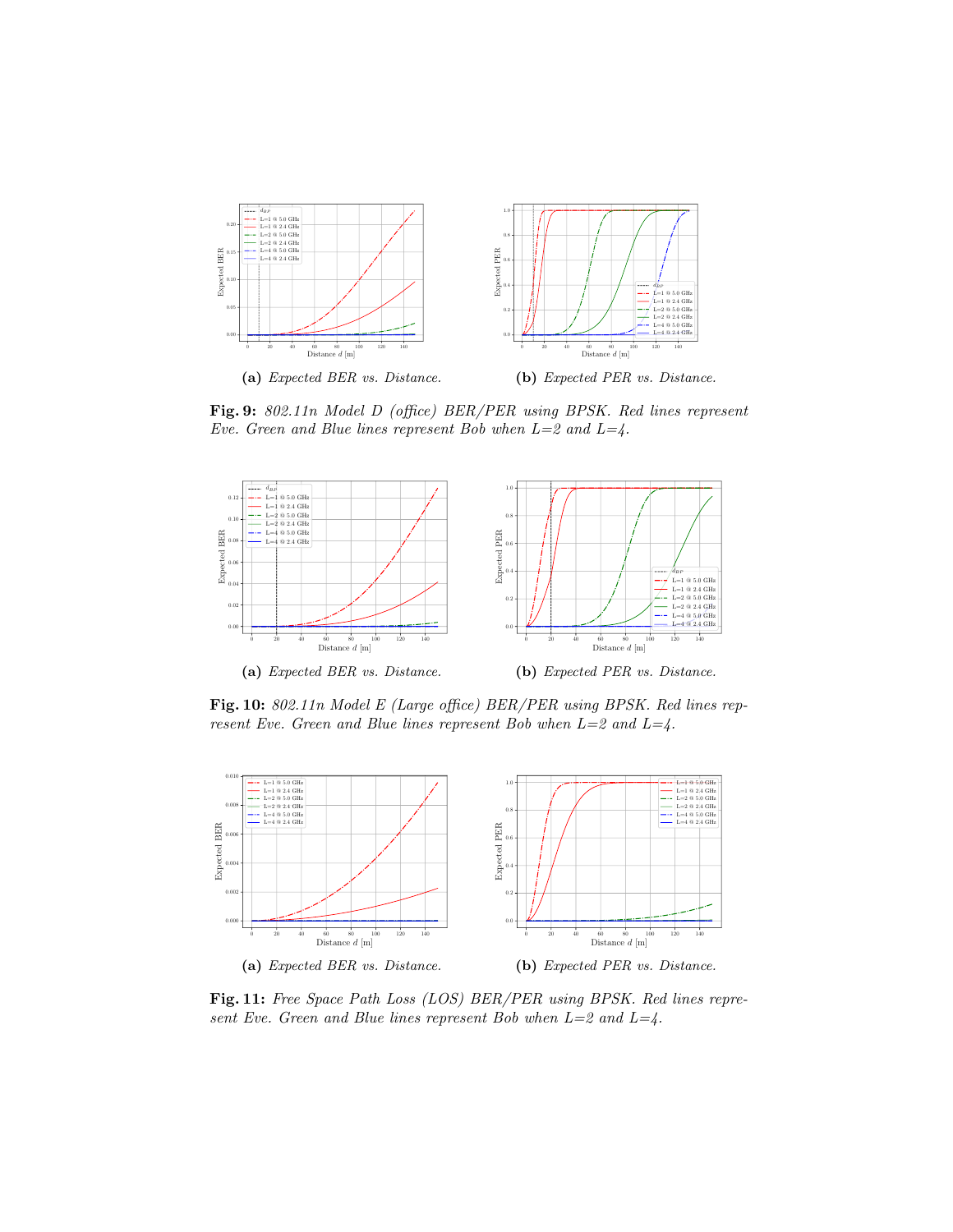**(a)** *Expected BER vs. Distance.*

**(b)** *Expected PER vs. Distance.*

**Fig. 9:** *802.11n Model D (office) BER/PER using BPSK. Red lines represent Eve. Green and Blue lines represent Bob when L=2 and L=4.*

**(a)** *Expected BER vs. Distance.*

**(b)** *Expected PER vs. Distance.*

**Fig. 10:** *802.11n Model E (Large office) BER/PER using BPSK. Red lines represent Eve. Green and Blue lines represent Bob when L=2 and L=4.*

**(a)** *Expected BER vs. Distance.*

**(b)** *Expected PER vs. Distance.*

**Fig. 11:** *Free Space Path Loss (LOS) BER/PER using BPSK. Red lines represent Eve. Green and Blue lines represent Bob when L=2 and L=4.*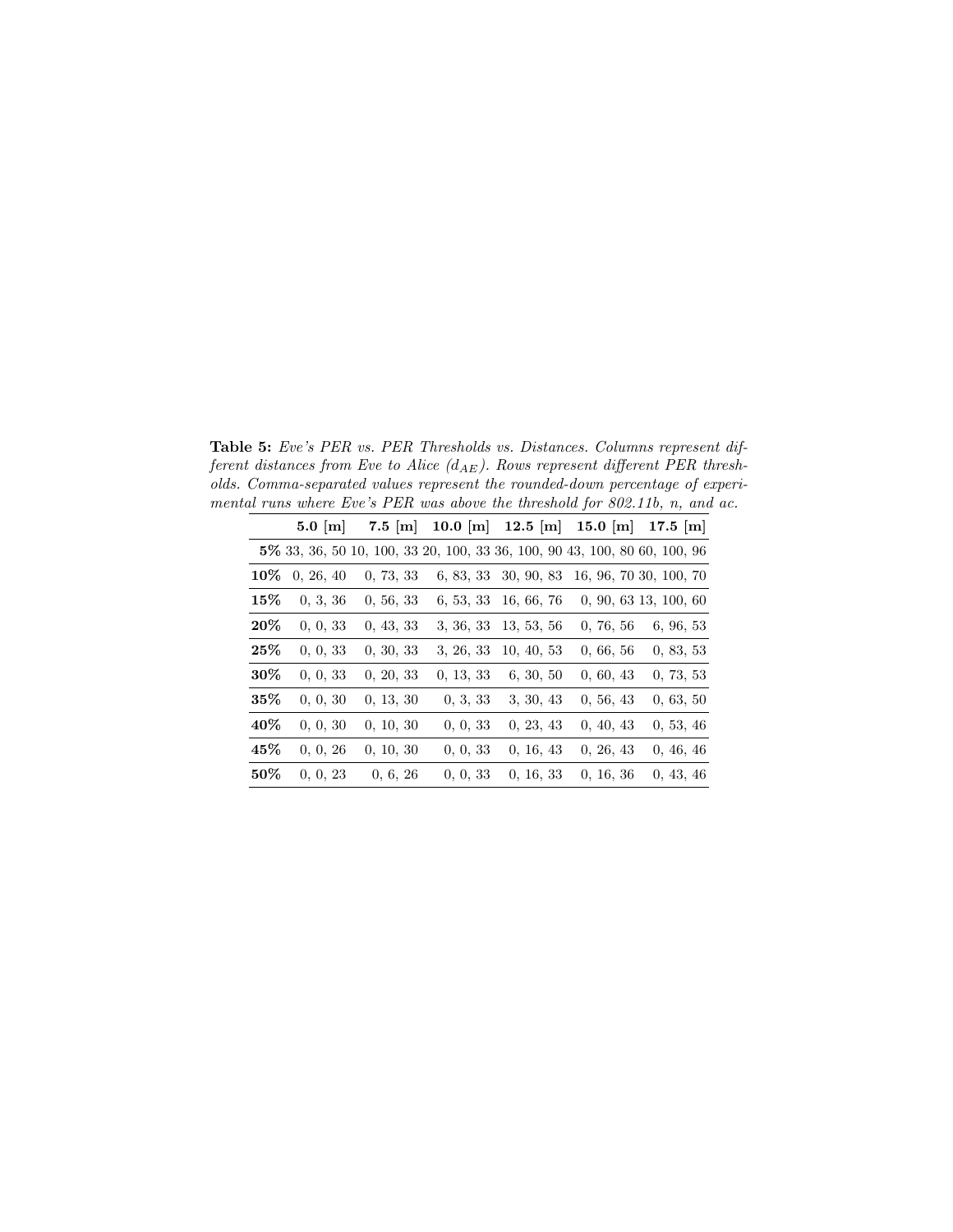**Table 5:** *Eve's PER vs. PER Thresholds vs. Distances. Columns represent different distances from Eve to Alice ($d_{AE}$). Rows represent different PER thresholds. Comma-separated values represent the rounded-down percentage of experimental runs where Eve's PER was above the threshold for 802.11b, n, and ac.*

| | **5.0 [m]** | **7.5 [m]** | **10.0 [m]** | **12.5 [m]** | **15.0 [m]** | **17.5 [m]** |
|---|---|---|---|---|---|---|
| **5%** | 33, 36, 50 | 10, 100, 33 | 20, 100, 33 | 36, 100, 90 | 43, 100, 80 | 60, 100, 96 |
| **10%** | 0, 26, 40 | 0, 73, 33 | 6, 83, 33 | 30, 90, 83 | 16, 96, 70 | 30, 100, 70 |
| **15%** | 0, 3, 36 | 0, 56, 33 | 6, 53, 33 | 16, 66, 76 | 0, 90, 63 | 13, 100, 60 |
| **20%** | 0, 0, 33 | 0, 43, 33 | 3, 36, 33 | 13, 53, 56 | 0, 76, 56 | 6, 96, 53 |
| **25%** | 0, 0, 33 | 0, 30, 33 | 3, 26, 33 | 10, 40, 53 | 0, 66, 56 | 0, 83, 53 |
| **30%** | 0, 0, 33 | 0, 20, 33 | 0, 13, 33 | 6, 30, 50 | 0, 60, 43 | 0, 73, 53 |
| **35%** | 0, 0, 30 | 0, 13, 30 | 0, 3, 33 | 3, 30, 43 | 0, 56, 43 | 0, 63, 50 |
| **40%** | 0, 0, 30 | 0, 10, 30 | 0, 0, 33 | 0, 23, 43 | 0, 40, 43 | 0, 53, 46 |
| **45%** | 0, 0, 26 | 0, 10, 30 | 0, 0, 33 | 0, 16, 43 | 0, 26, 43 | 0, 46, 46 |
| **50%** | 0, 0, 23 | 0, 6, 26 | 0, 0, 33 | 0, 16, 33 | 0, 16, 36 | 0, 43, 46 |